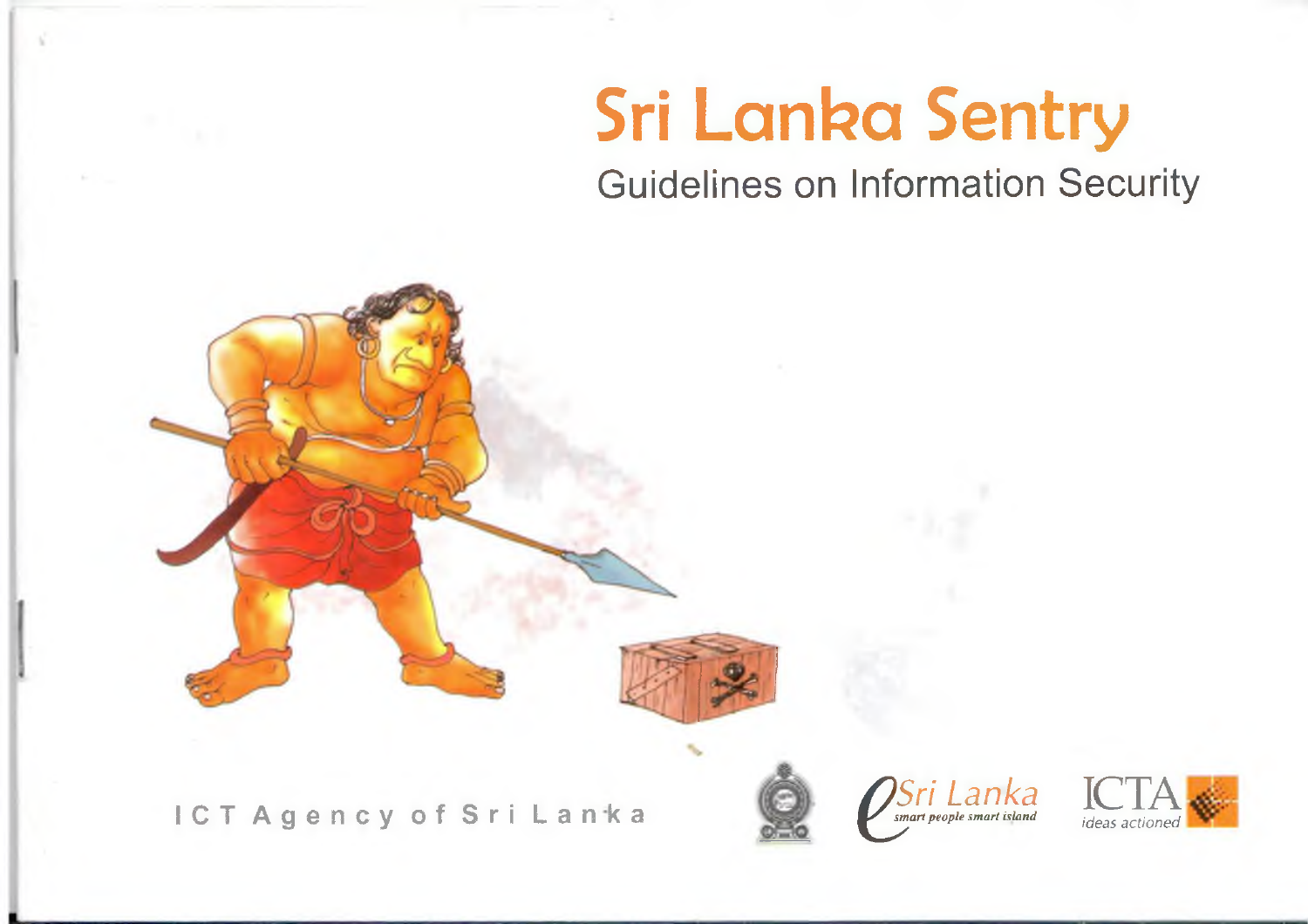# Sri Lanka Sentry

## Guidelines on Information Security

ICT Agency of Sri Lanka

eSri Lanka
*smart people smart island*

ICTA
*ideas actioned*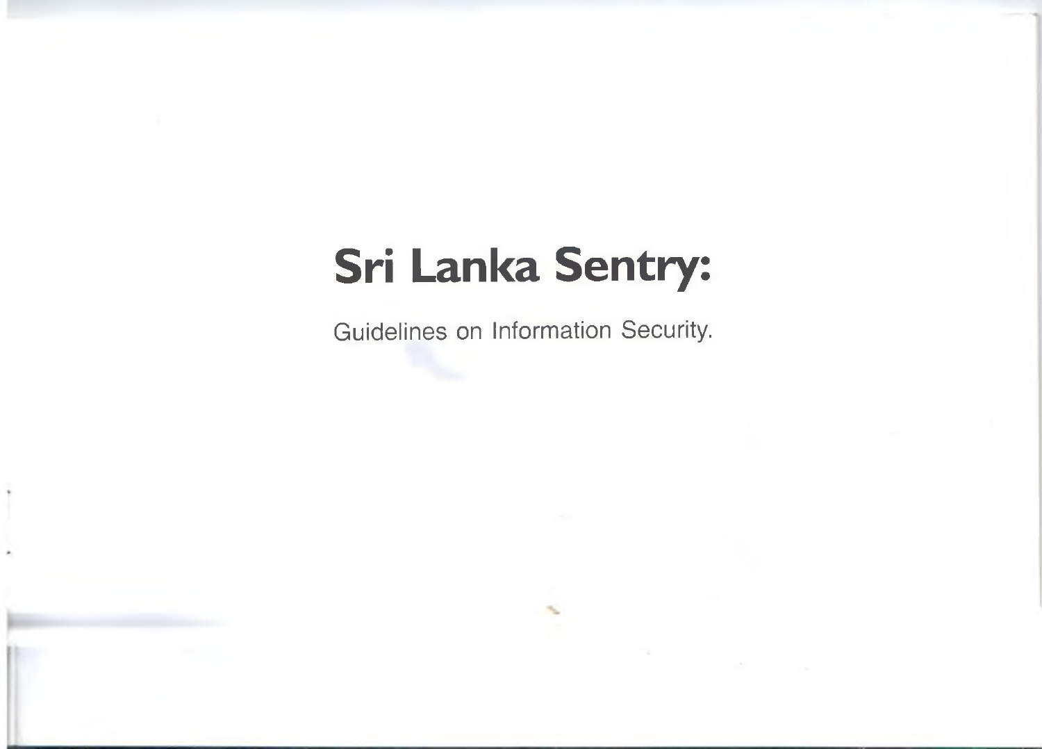# Sri Lanka Sentry:

Guidelines on Information Security.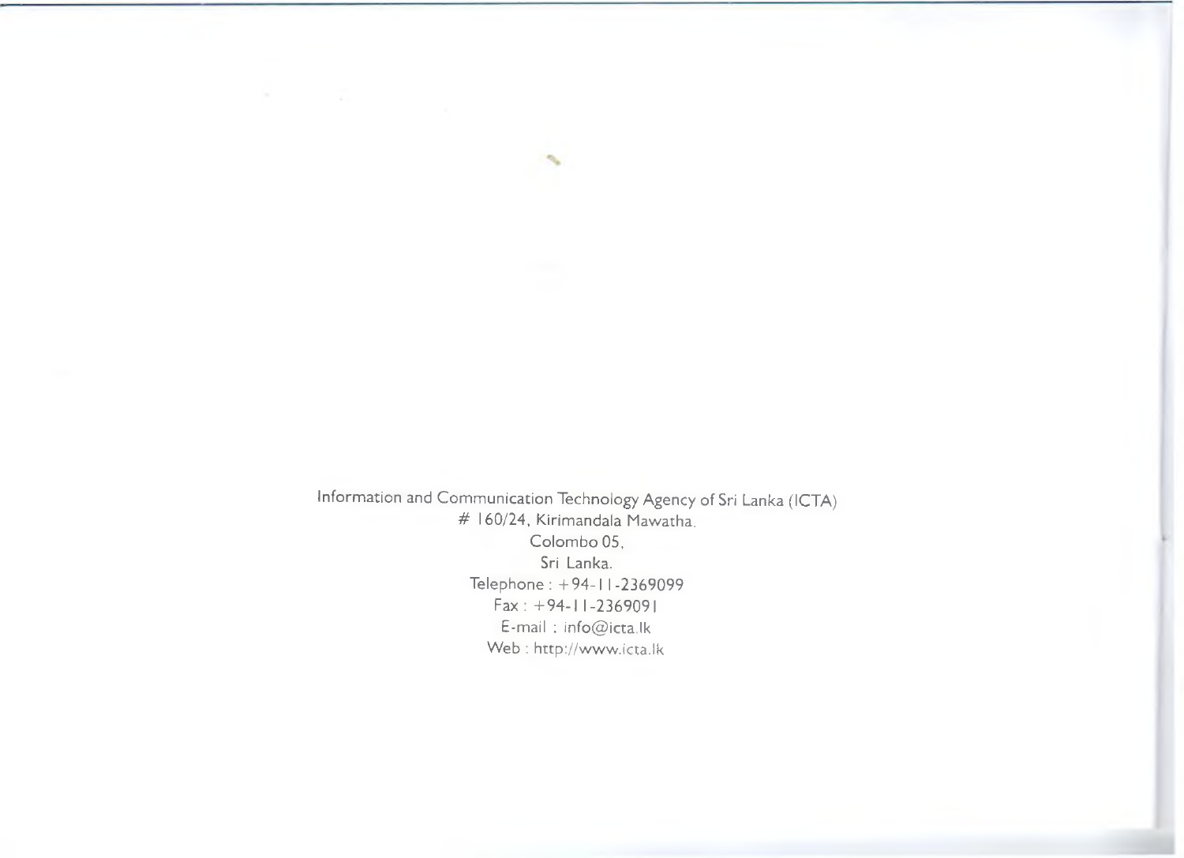Information and Communication Technology Agency of Sri Lanka (ICTA)
# 160/24, Kirimandala Mawatha,
Colombo 05,
Sri Lanka.
Telephone : +94-11-2369099
Fax : +94-11-2369091
E-mail : info@icta.lk
Web : http://www.icta.lk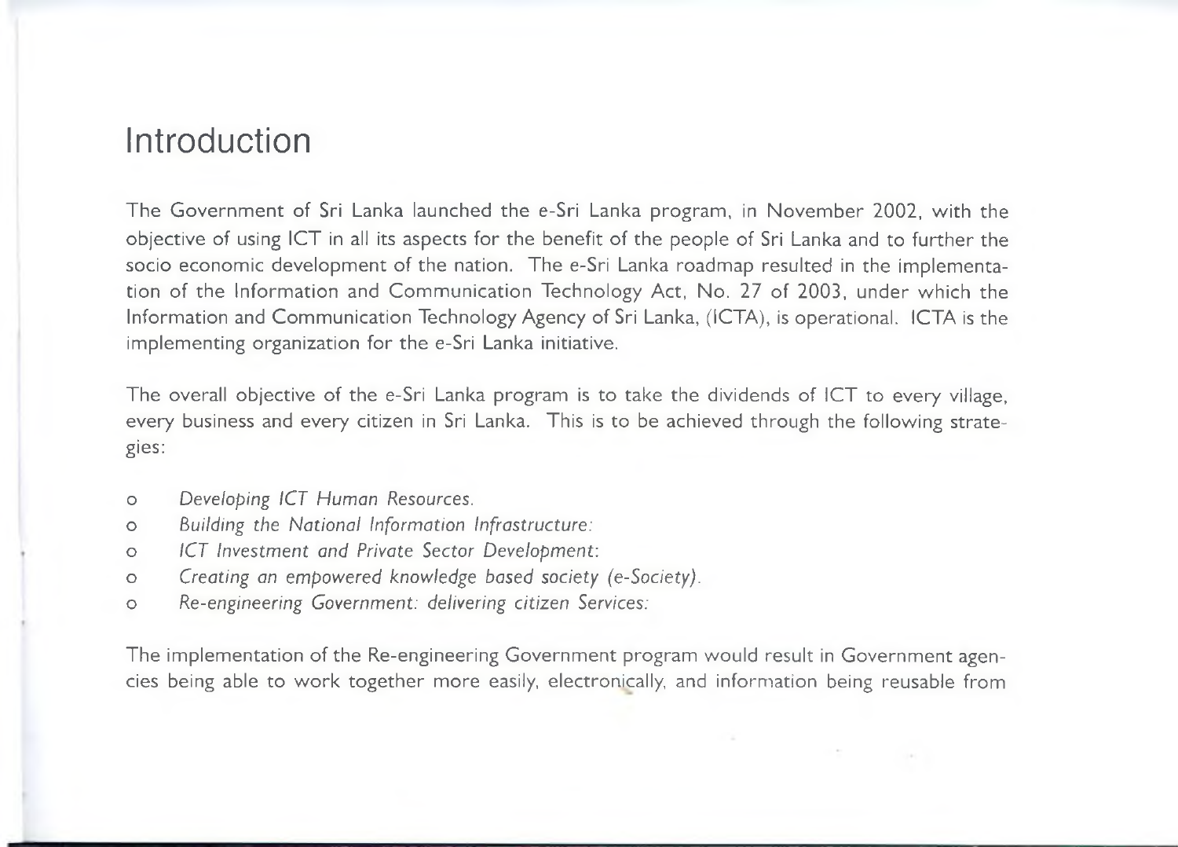# Introduction

The Government of Sri Lanka launched the e-Sri Lanka program, in November 2002, with the objective of using ICT in all its aspects for the benefit of the people of Sri Lanka and to further the socio economic development of the nation. The e-Sri Lanka roadmap resulted in the implementation of the Information and Communication Technology Act, No. 27 of 2003, under which the Information and Communication Technology Agency of Sri Lanka, (ICTA), is operational. ICTA is the implementing organization for the e-Sri Lanka initiative.

The overall objective of the e-Sri Lanka program is to take the dividends of ICT to every village, every business and every citizen in Sri Lanka. This is to be achieved through the following strategies:

- *Developing ICT Human Resources.*
- *Building the National Information Infrastructure:*
- *ICT Investment and Private Sector Development:*
- *Creating an empowered knowledge based society (e-Society).*
- *Re-engineering Government: delivering citizen Services:*

The implementation of the Re-engineering Government program would result in Government agencies being able to work together more easily, electronically, and information being reusable from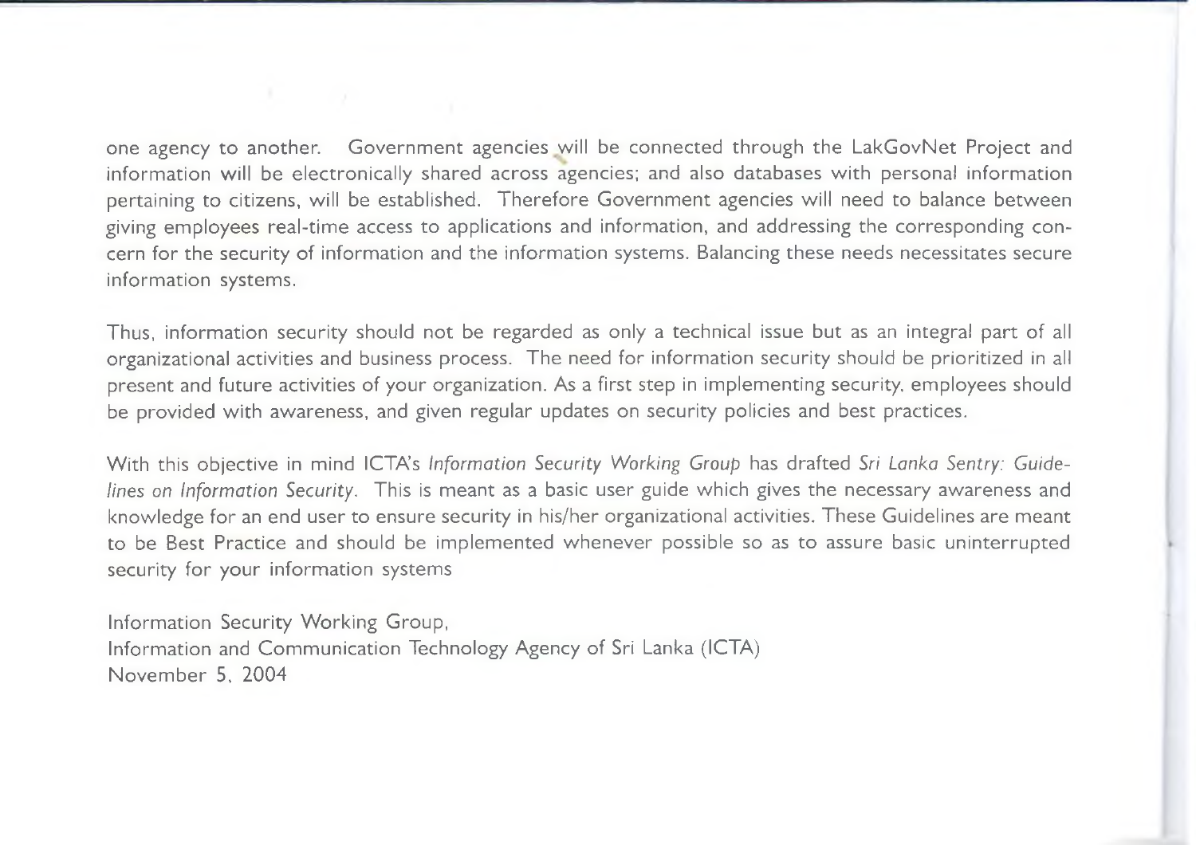one agency to another. Government agencies will be connected through the LakGovNet Project and information will be electronically shared across agencies; and also databases with personal information pertaining to citizens, will be established. Therefore Government agencies will need to balance between giving employees real-time access to applications and information, and addressing the corresponding concern for the security of information and the information systems. Balancing these needs necessitates secure information systems.

Thus, information security should not be regarded as only a technical issue but as an integral part of all organizational activities and business process. The need for information security should be prioritized in all present and future activities of your organization. As a first step in implementing security, employees should be provided with awareness, and given regular updates on security policies and best practices.

With this objective in mind ICTA's *Information Security Working Group* has drafted *Sri Lanka Sentry: Guidelines on Information Security*. This is meant as a basic user guide which gives the necessary awareness and knowledge for an end user to ensure security in his/her organizational activities. These Guidelines are meant to be Best Practice and should be implemented whenever possible so as to assure basic uninterrupted security for your information systems

Information Security Working Group,
Information and Communication Technology Agency of Sri Lanka (ICTA)
November 5, 2004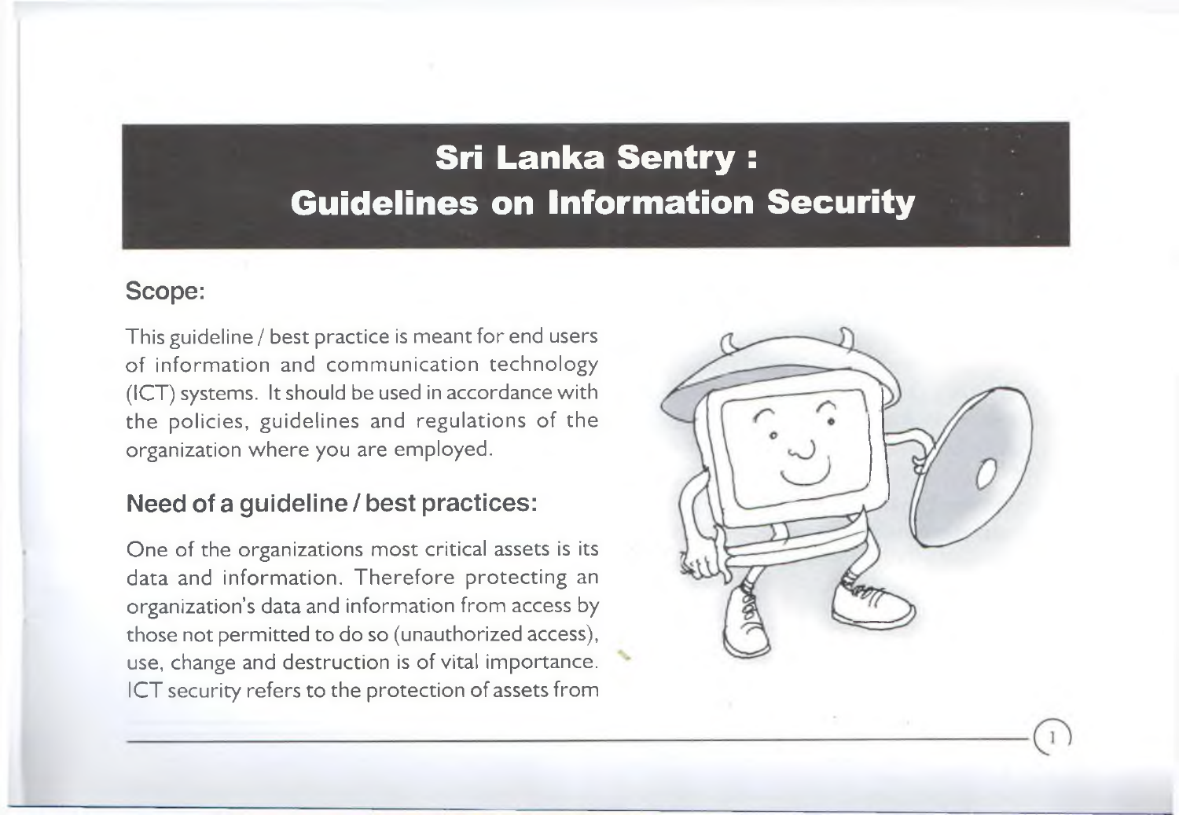# Sri Lanka Sentry : Guidelines on Information Security

## Scope:

This guideline / best practice is meant for end users of information and communication technology (ICT) systems. It should be used in accordance with the policies, guidelines and regulations of the organization where you are employed.

## Need of a guideline / best practices:

One of the organizations most critical assets is its data and information. Therefore protecting an organization's data and information from access by those not permitted to do so (unauthorized access), use, change and destruction is of vital importance. ICT security refers to the protection of assets from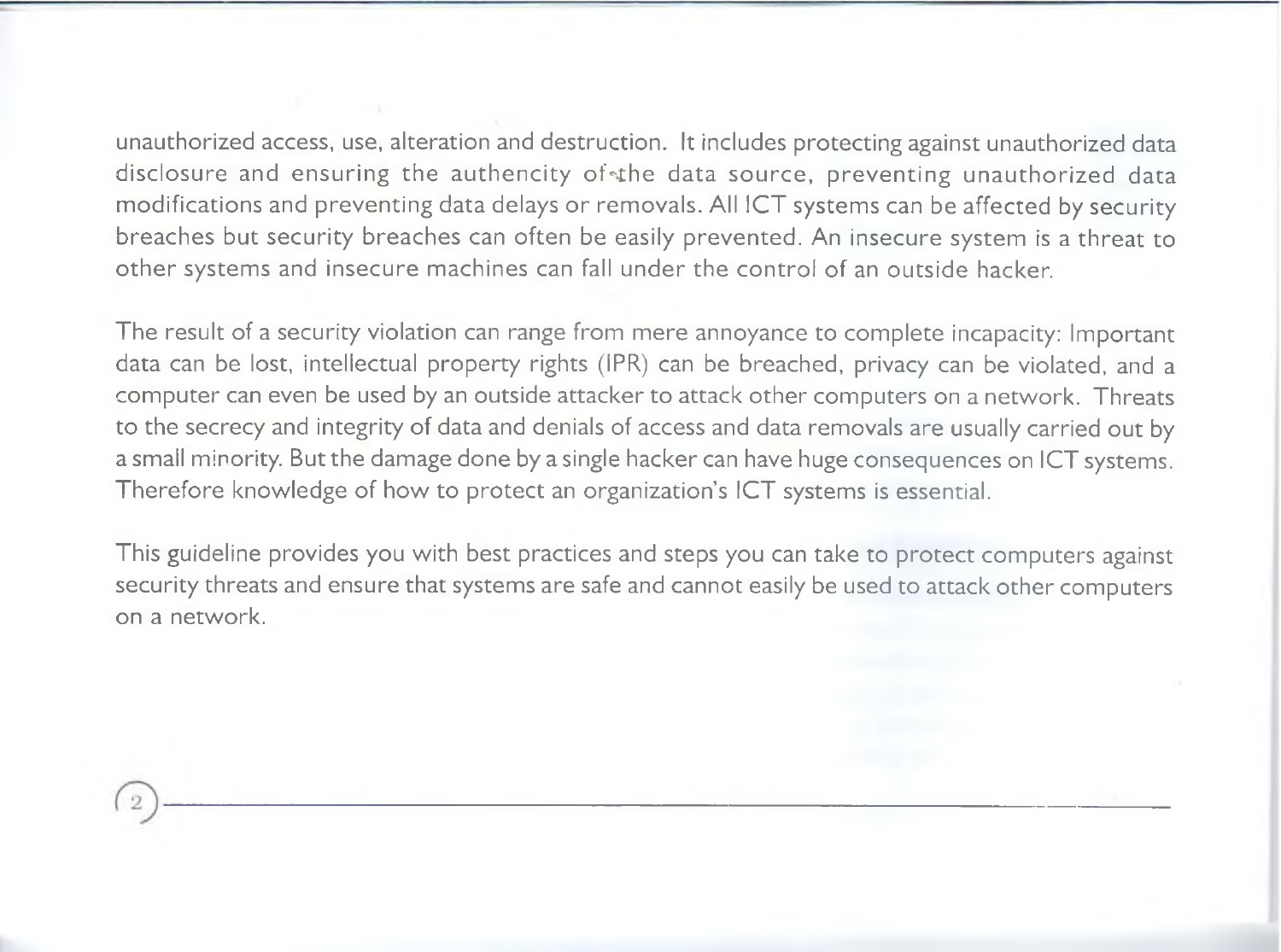unauthorized access, use, alteration and destruction. It includes protecting against unauthorized data disclosure and ensuring the authencity of the data source, preventing unauthorized data modifications and preventing data delays or removals. All ICT systems can be affected by security breaches but security breaches can often be easily prevented. An insecure system is a threat to other systems and insecure machines can fall under the control of an outside hacker.

The result of a security violation can range from mere annoyance to complete incapacity: Important data can be lost, intellectual property rights (IPR) can be breached, privacy can be violated, and a computer can even be used by an outside attacker to attack other computers on a network. Threats to the secrecy and integrity of data and denials of access and data removals are usually carried out by a small minority. But the damage done by a single hacker can have huge consequences on ICT systems. Therefore knowledge of how to protect an organization's ICT systems is essential.

This guideline provides you with best practices and steps you can take to protect computers against security threats and ensure that systems are safe and cannot easily be used to attack other computers on a network.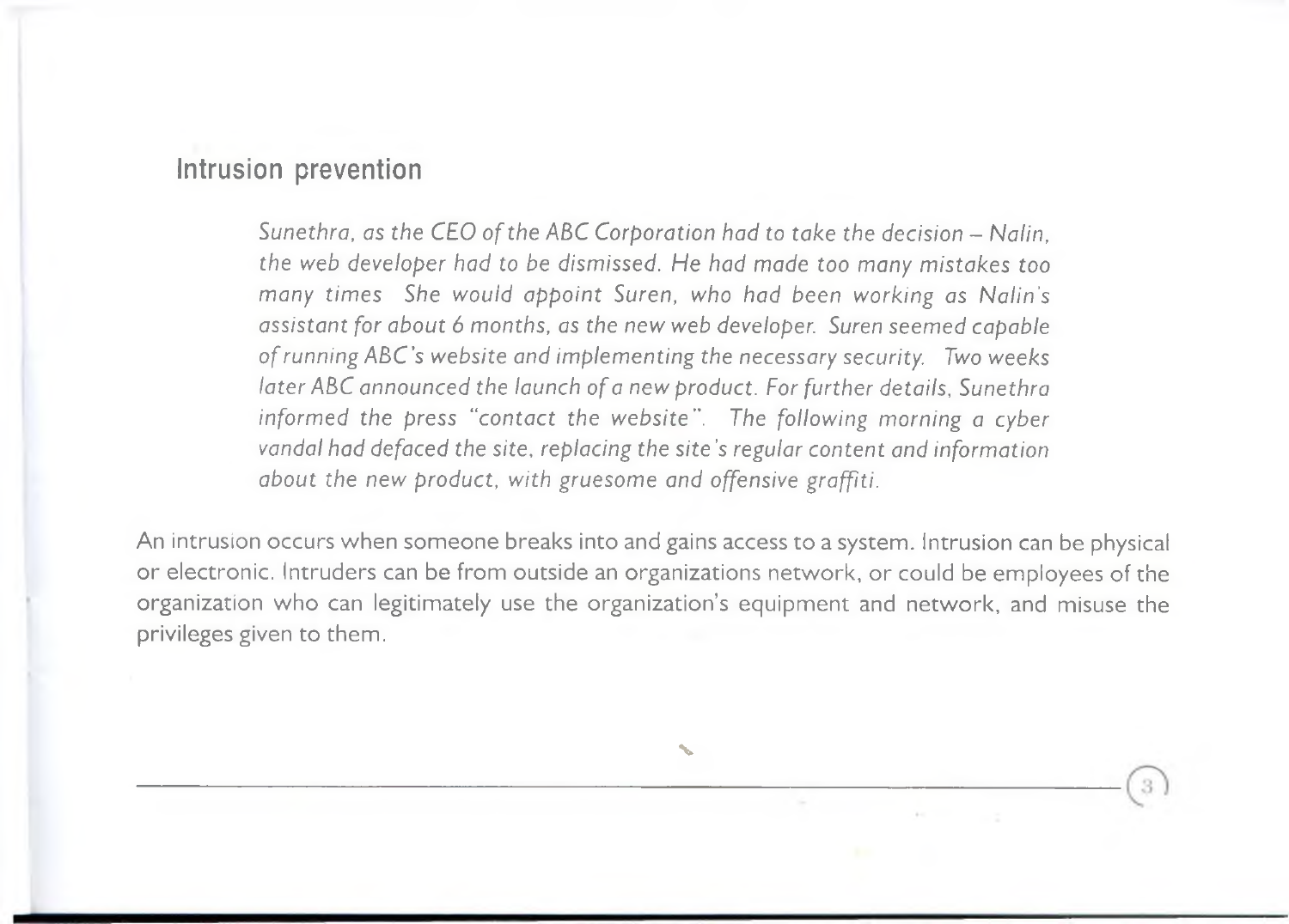## Intrusion prevention

> *Sunethra, as the CEO of the ABC Corporation had to take the decision – Nalin, the web developer had to be dismissed. He had made too many mistakes too many times She would appoint Suren, who had been working as Nalin's assistant for about 6 months, as the new web developer. Suren seemed capable of running ABC's website and implementing the necessary security. Two weeks later ABC announced the launch of a new product. For further details, Sunethra informed the press "contact the website". The following morning a cyber vandal had defaced the site, replacing the site's regular content and information about the new product, with gruesome and offensive graffiti.*

An intrusion occurs when someone breaks into and gains access to a system. Intrusion can be physical or electronic. Intruders can be from outside an organizations network, or could be employees of the organization who can legitimately use the organization's equipment and network, and misuse the privileges given to them.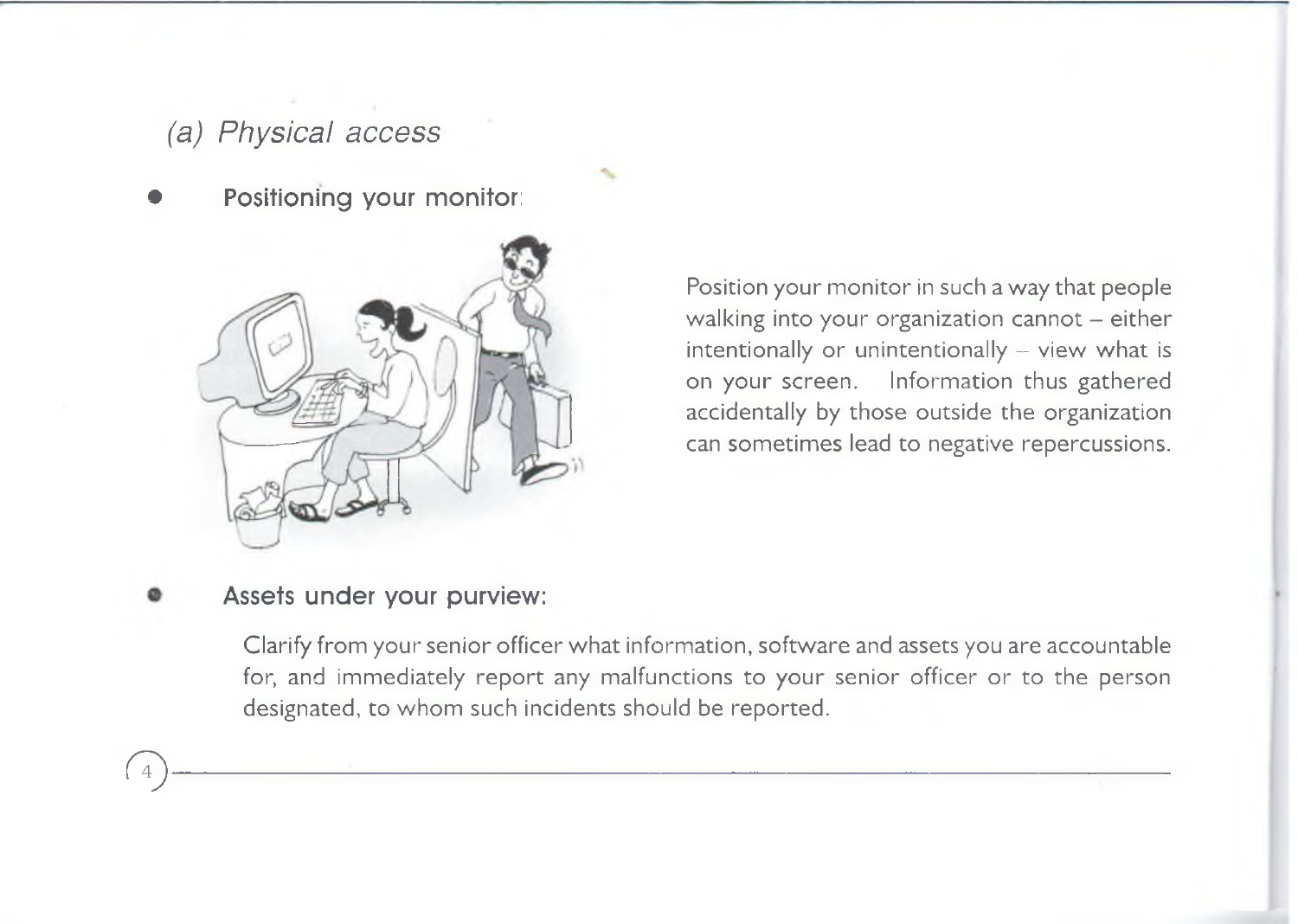### (a) Physical access

- **Positioning your monitor:**

  Position your monitor in such a way that people walking into your organization cannot – either intentionally or unintentionally – view what is on your screen. Information thus gathered accidentally by those outside the organization can sometimes lead to negative repercussions.

- **Assets under your purview:**

  Clarify from your senior officer what information, software and assets you are accountable for, and immediately report any malfunctions to your senior officer or to the person designated, to whom such incidents should be reported.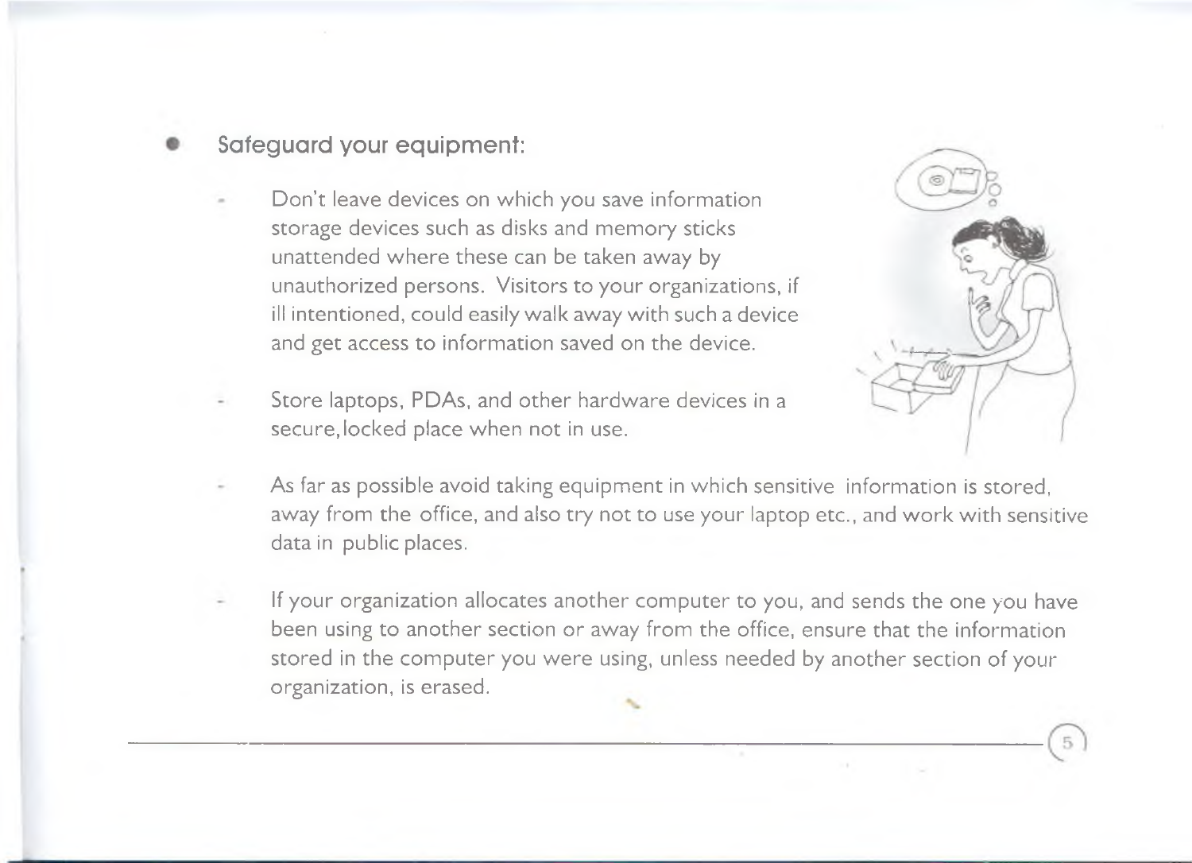- **Safeguard your equipment:**

  - Don't leave devices on which you save information storage devices such as disks and memory sticks unattended where these can be taken away by unauthorized persons. Visitors to your organizations, if ill intentioned, could easily walk away with such a device and get access to information saved on the device.

  - Store laptops, PDAs, and other hardware devices in a secure,locked place when not in use.

  - As far as possible avoid taking equipment in which sensitive information is stored, away from the office, and also try not to use your laptop etc., and work with sensitive data in public places.

  - If your organization allocates another computer to you, and sends the one you have been using to another section or away from the office, ensure that the information stored in the computer you were using, unless needed by another section of your organization, is erased.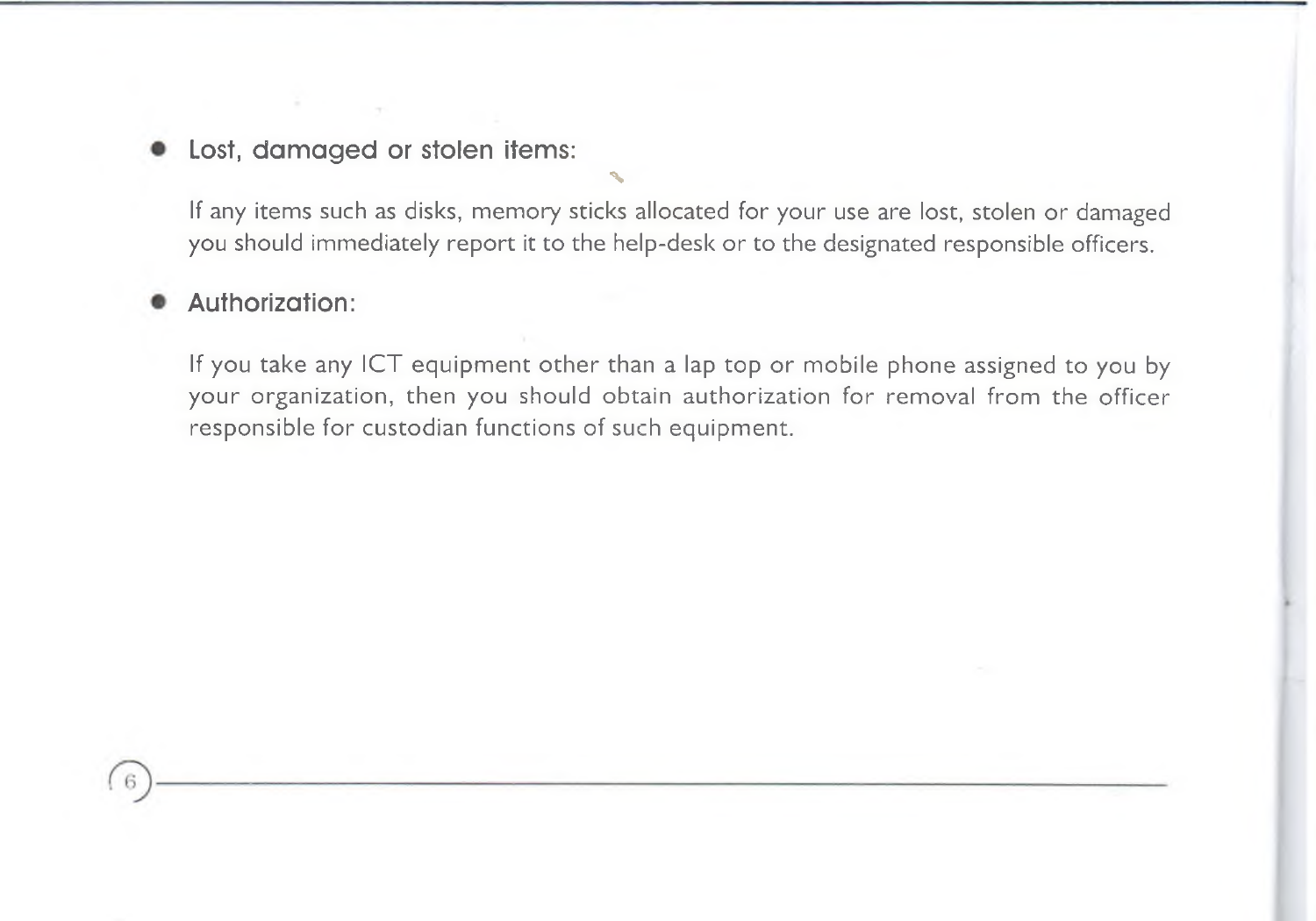- **Lost, damaged or stolen items:**

  If any items such as disks, memory sticks allocated for your use are lost, stolen or damaged you should immediately report it to the help-desk or to the designated responsible officers.

- **Authorization:**

  If you take any ICT equipment other than a lap top or mobile phone assigned to you by your organization, then you should obtain authorization for removal from the officer responsible for custodian functions of such equipment.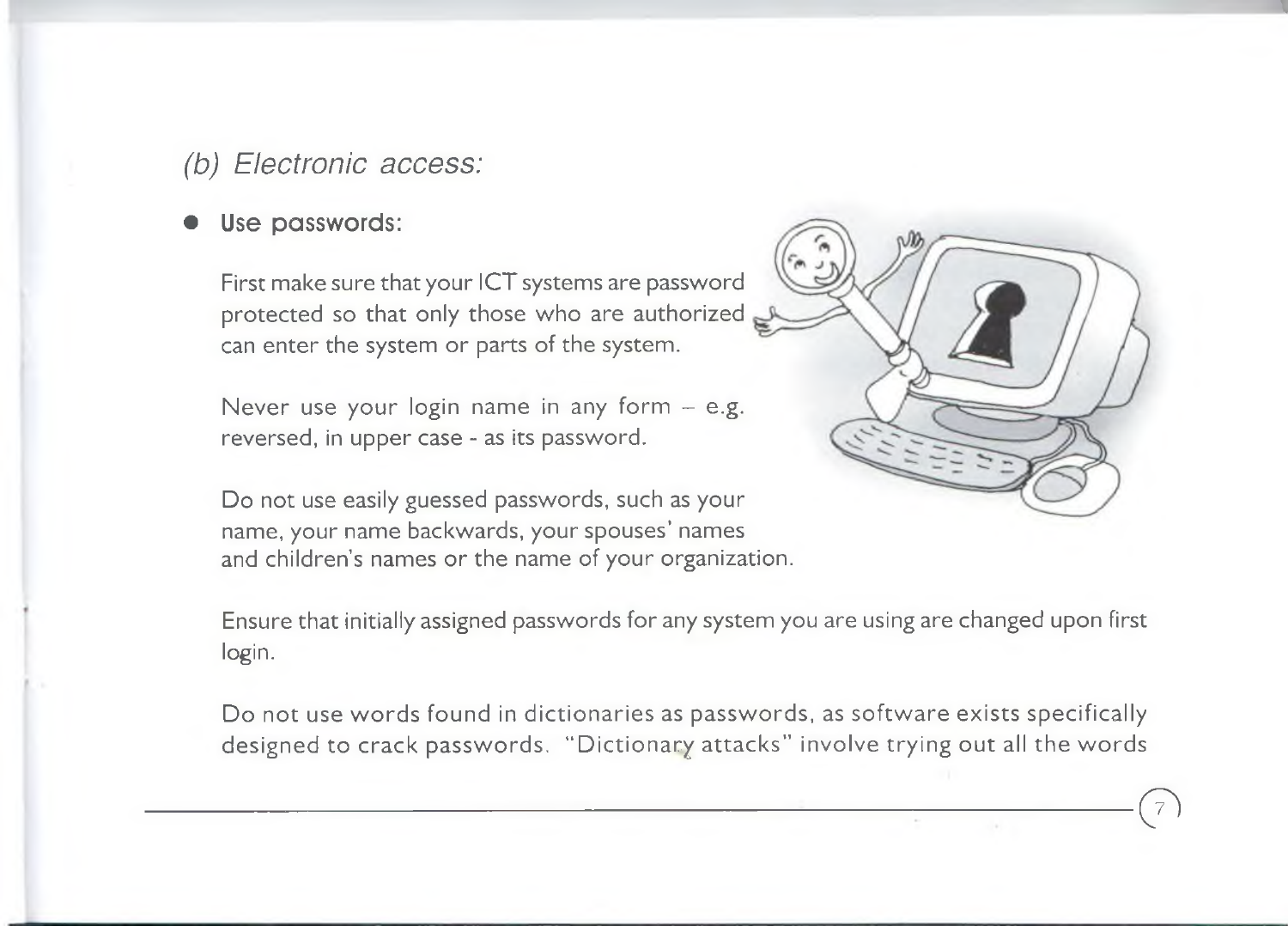### *(b) Electronic access:*

- **Use passwords:**

  First make sure that your ICT systems are password protected so that only those who are authorized can enter the system or parts of the system.

  Never use your login name in any form – e.g. reversed, in upper case - as its password.

  Do not use easily guessed passwords, such as your name, your name backwards, your spouses' names and children's names or the name of your organization.

  Ensure that initially assigned passwords for any system you are using are changed upon first login.

  Do not use words found in dictionaries as passwords, as software exists specifically designed to crack passwords. "Dictionary attacks" involve trying out all the words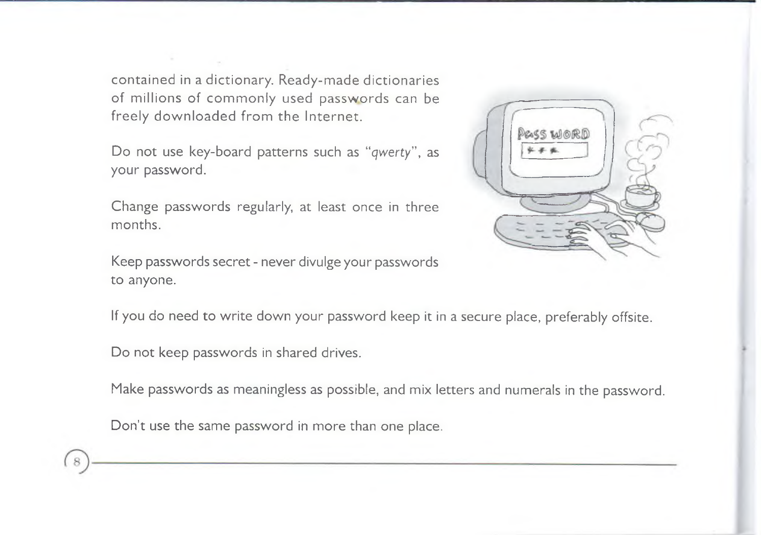contained in a dictionary. Ready-made dictionaries of millions of commonly used passwords can be freely downloaded from the Internet.

Do not use key-board patterns such as "*qwerty*", as your password.

Change passwords regularly, at least once in three months.

Keep passwords secret - never divulge your passwords to anyone.

If you do need to write down your password keep it in a secure place, preferably offsite.

Do not keep passwords in shared drives.

Make passwords as meaningless as possible, and mix letters and numerals in the password.

Don't use the same password in more than one place.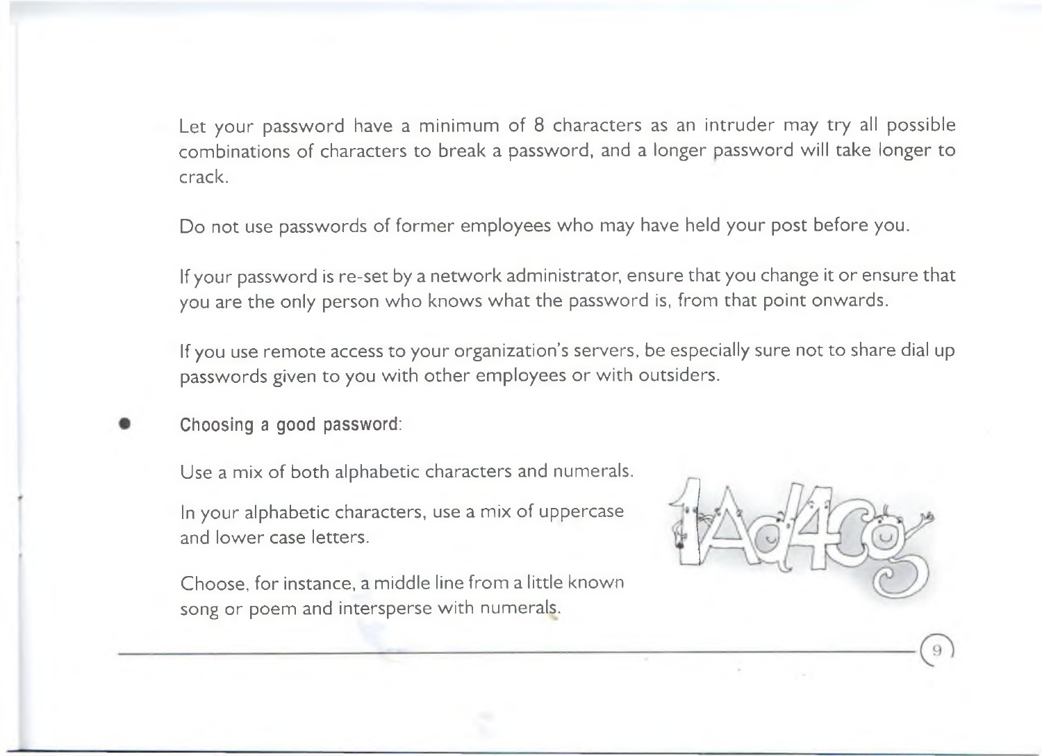Let your password have a minimum of 8 characters as an intruder may try all possible combinations of characters to break a password, and a longer password will take longer to crack.

Do not use passwords of former employees who may have held your post before you.

If your password is re-set by a network administrator, ensure that you change it or ensure that you are the only person who knows what the password is, from that point onwards.

If you use remote access to your organization's servers, be especially sure not to share dial up passwords given to you with other employees or with outsiders.

- **Choosing a good password:**

  Use a mix of both alphabetic characters and numerals.

  In your alphabetic characters, use a mix of uppercase and lower case letters.

  Choose, for instance, a middle line from a little known song or poem and intersperse with numerals.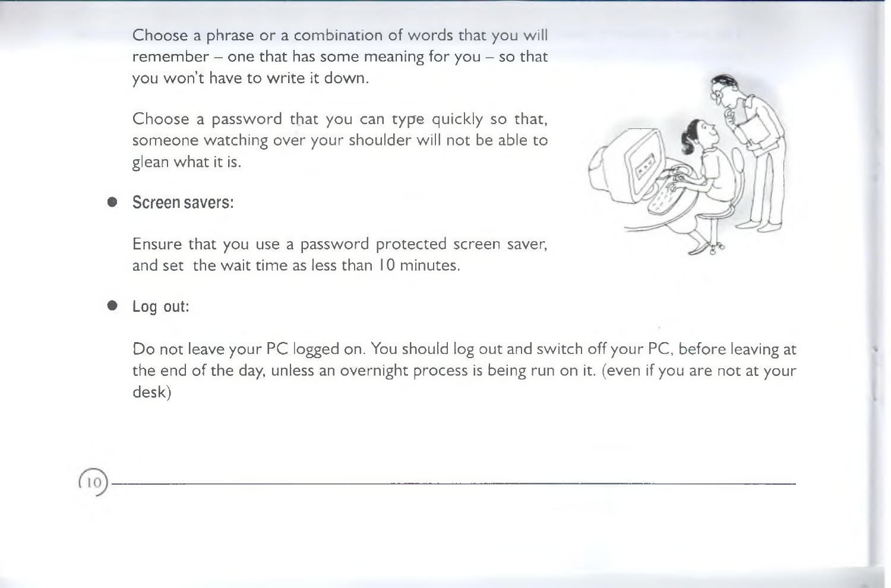Choose a phrase or a combination of words that you will remember – one that has some meaning for you – so that you won't have to write it down.

Choose a password that you can type quickly so that, someone watching over your shoulder will not be able to glean what it is.

- **Screen savers:**

  Ensure that you use a password protected screen saver, and set the wait time as less than 10 minutes.

- **Log out:**

  Do not leave your PC logged on. You should log out and switch off your PC, before leaving at the end of the day, unless an overnight process is being run on it. (even if you are not at your desk)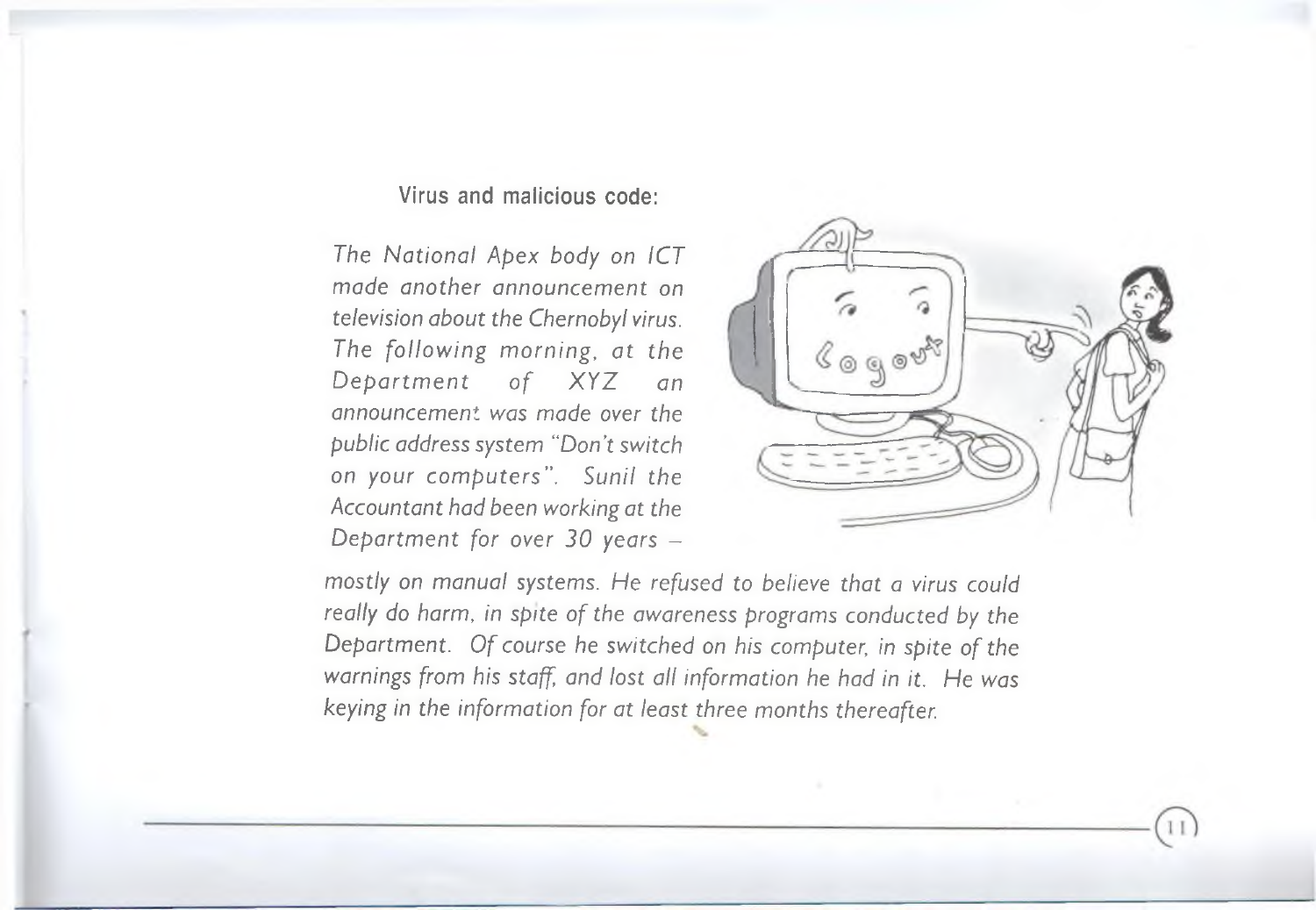## Virus and malicious code:

*The National Apex body on ICT made another announcement on television about the Chernobyl virus. The following morning, at the Department of XYZ an announcement was made over the public address system "Don't switch on your computers". Sunil the Accountant had been working at the Department for over 30 years – mostly on manual systems. He refused to believe that a virus could really do harm, in spite of the awareness programs conducted by the Department. Of course he switched on his computer, in spite of the warnings from his staff, and lost all information he had in it. He was keying in the information for at least three months thereafter.*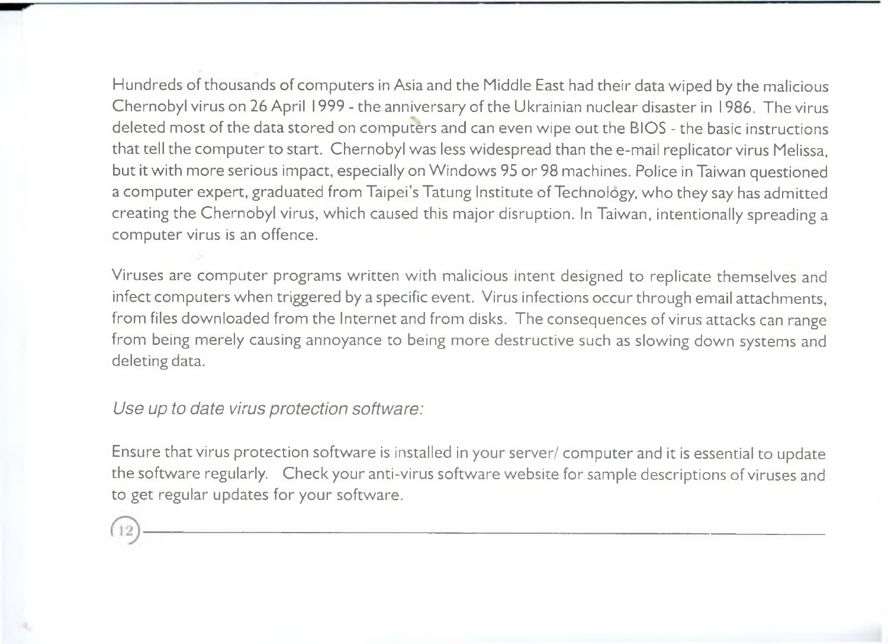Hundreds of thousands of computers in Asia and the Middle East had their data wiped by the malicious Chernobyl virus on 26 April 1999 - the anniversary of the Ukrainian nuclear disaster in 1986. The virus deleted most of the data stored on computers and can even wipe out the BIOS - the basic instructions that tell the computer to start. Chernobyl was less widespread than the e-mail replicator virus Melissa, but it with more serious impact, especially on Windows 95 or 98 machines. Police in Taiwan questioned a computer expert, graduated from Taipei's Tatung Institute of Technology, who they say has admitted creating the Chernobyl virus, which caused this major disruption. In Taiwan, intentionally spreading a computer virus is an offence.

Viruses are computer programs written with malicious intent designed to replicate themselves and infect computers when triggered by a specific event. Virus infections occur through email attachments, from files downloaded from the Internet and from disks. The consequences of virus attacks can range from being merely causing annoyance to being more destructive such as slowing down systems and deleting data.

*Use up to date virus protection software:*

Ensure that virus protection software is installed in your server/ computer and it is essential to update the software regularly. Check your anti-virus software website for sample descriptions of viruses and to get regular updates for your software.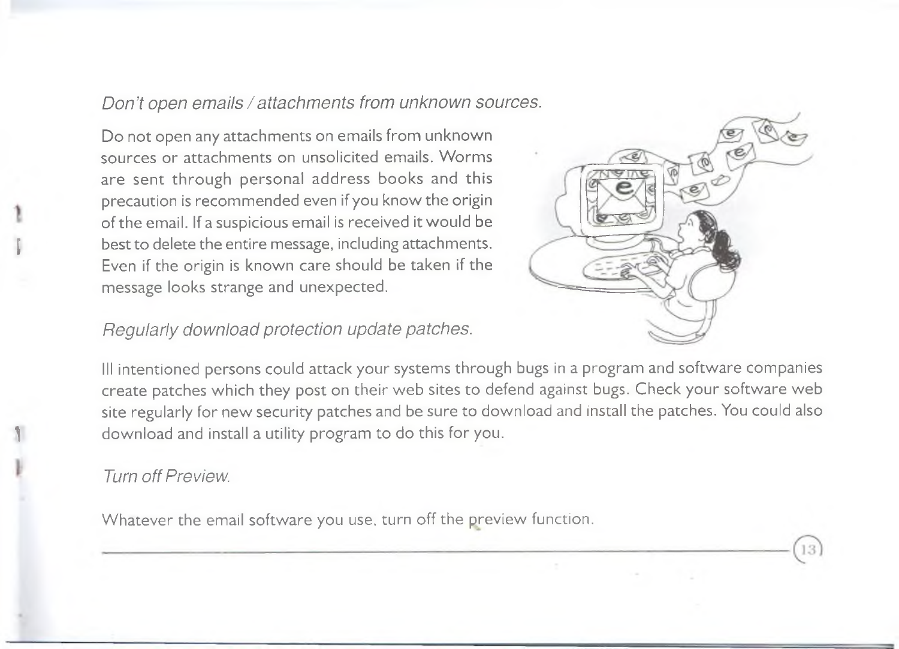*Don't open emails / attachments from unknown sources.*

Do not open any attachments on emails from unknown sources or attachments on unsolicited emails. Worms are sent through personal address books and this precaution is recommended even if you know the origin of the email. If a suspicious email is received it would be best to delete the entire message, including attachments. Even if the origin is known care should be taken if the message looks strange and unexpected.

*Regularly download protection update patches.*

Ill intentioned persons could attack your systems through bugs in a program and software companies create patches which they post on their web sites to defend against bugs. Check your software web site regularly for new security patches and be sure to download and install the patches. You could also download and install a utility program to do this for you.

*Turn off Preview.*

Whatever the email software you use, turn off the preview function.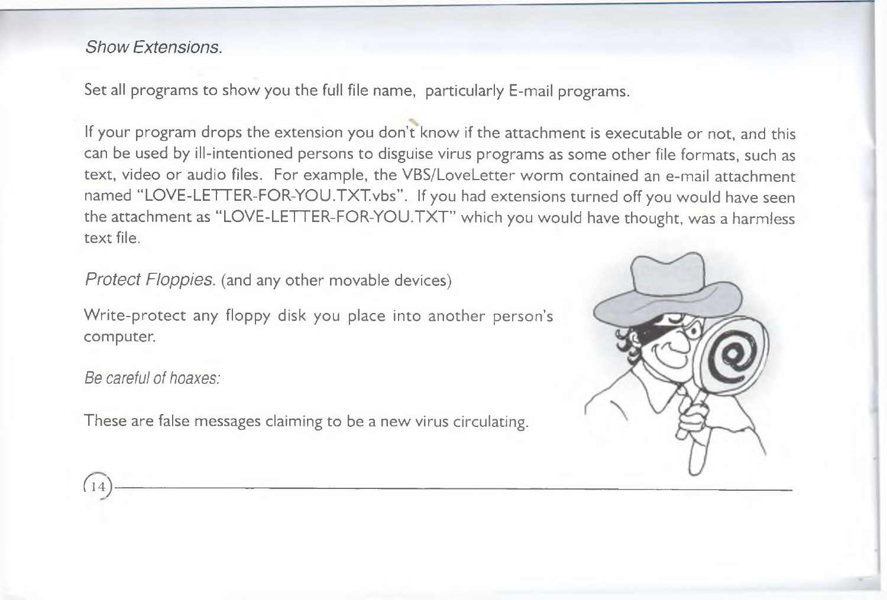*Show Extensions.*

Set all programs to show you the full file name, particularly E-mail programs.

If your program drops the extension you don't know if the attachment is executable or not, and this can be used by ill-intentioned persons to disguise virus programs as some other file formats, such as text, video or audio files. For example, the VBS/LoveLetter worm contained an e-mail attachment named "LOVE-LETTER-FOR-YOU.TXT.vbs". If you had extensions turned off you would have seen the attachment as "LOVE-LETTER-FOR-YOU.TXT" which you would have thought, was a harmless text file.

*Protect Floppies.* (and any other movable devices)

Write-protect any floppy disk you place into another person's computer.

*Be careful of hoaxes:*

These are false messages claiming to be a new virus circulating.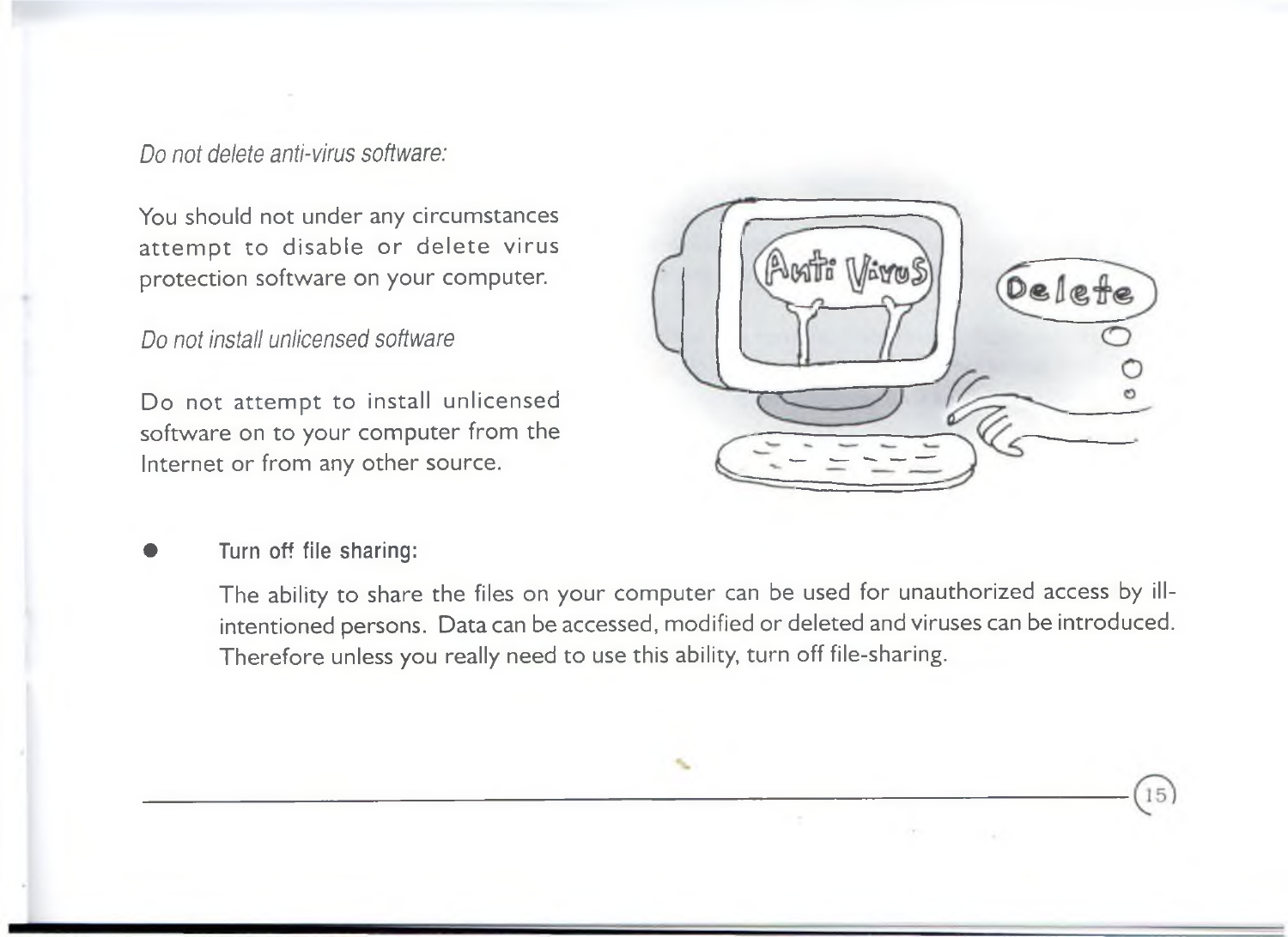*Do not delete anti-virus software:*

You should not under any circumstances attempt to disable or delete virus protection software on your computer.

*Do not install unlicensed software*

Do not attempt to install unlicensed software on to your computer from the Internet or from any other source.

- **Turn off file sharing:**

  The ability to share the files on your computer can be used for unauthorized access by ill-intentioned persons. Data can be accessed, modified or deleted and viruses can be introduced. Therefore unless you really need to use this ability, turn off file-sharing.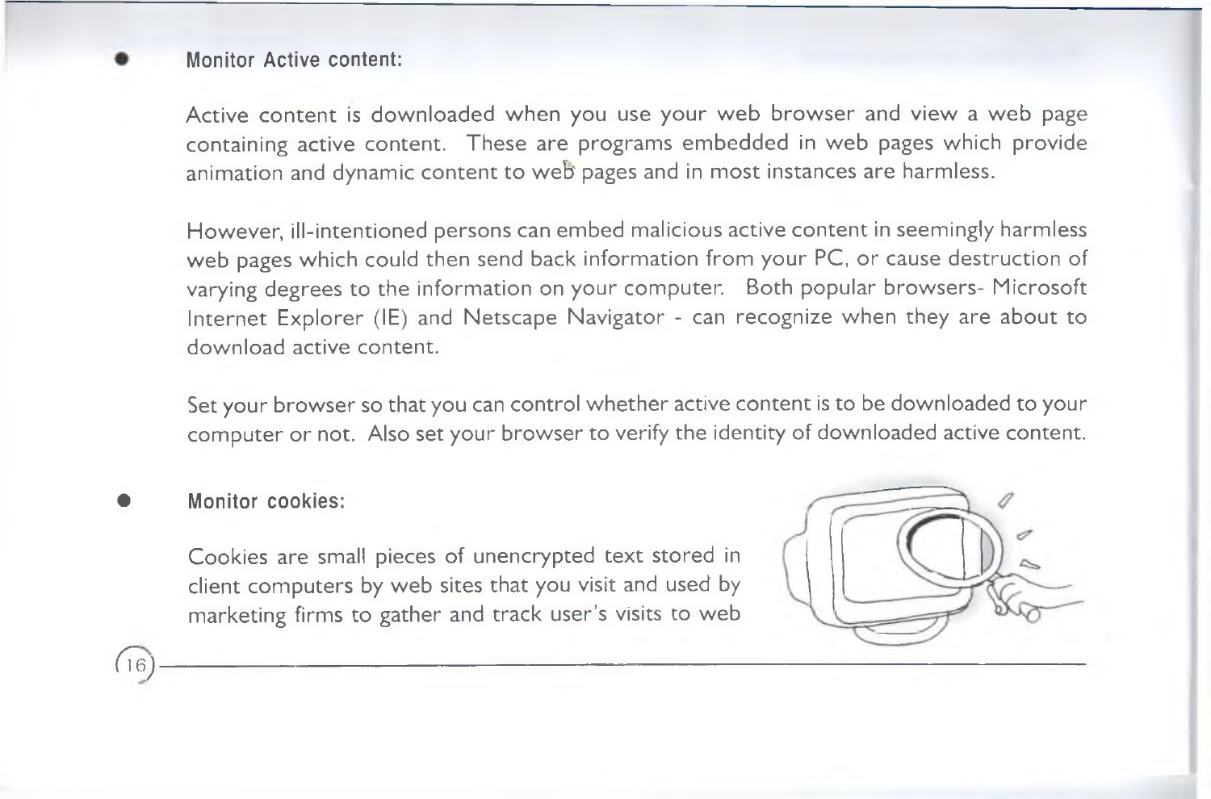- **Monitor Active content:**

  Active content is downloaded when you use your web browser and view a web page containing active content. These are programs embedded in web pages which provide animation and dynamic content to web pages and in most instances are harmless.

  However, ill-intentioned persons can embed malicious active content in seemingly harmless web pages which could then send back information from your PC, or cause destruction of varying degrees to the information on your computer. Both popular browsers- Microsoft Internet Explorer (IE) and Netscape Navigator - can recognize when they are about to download active content.

  Set your browser so that you can control whether active content is to be downloaded to your computer or not. Also set your browser to verify the identity of downloaded active content.

- **Monitor cookies:**

  Cookies are small pieces of unencrypted text stored in client computers by web sites that you visit and used by marketing firms to gather and track user's visits to web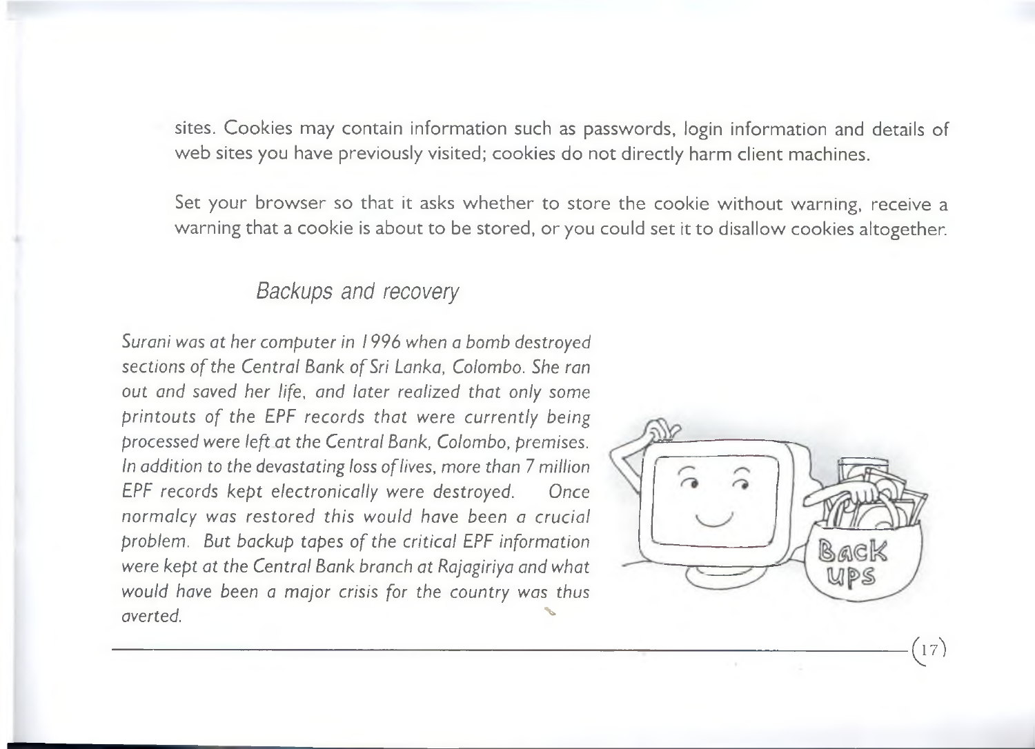sites. Cookies may contain information such as passwords, login information and details of web sites you have previously visited; cookies do not directly harm client machines.

Set your browser so that it asks whether to store the cookie without warning, receive a warning that a cookie is about to be stored, or you could set it to disallow cookies altogether.

### Backups and recovery

*Surani was at her computer in 1996 when a bomb destroyed sections of the Central Bank of Sri Lanka, Colombo. She ran out and saved her life, and later realized that only some printouts of the EPF records that were currently being processed were left at the Central Bank, Colombo, premises. In addition to the devastating loss of lives, more than 7 million EPF records kept electronically were destroyed. Once normalcy was restored this would have been a crucial problem. But backup tapes of the critical EPF information were kept at the Central Bank branch at Rajagiriya and what would have been a major crisis for the country was thus averted.*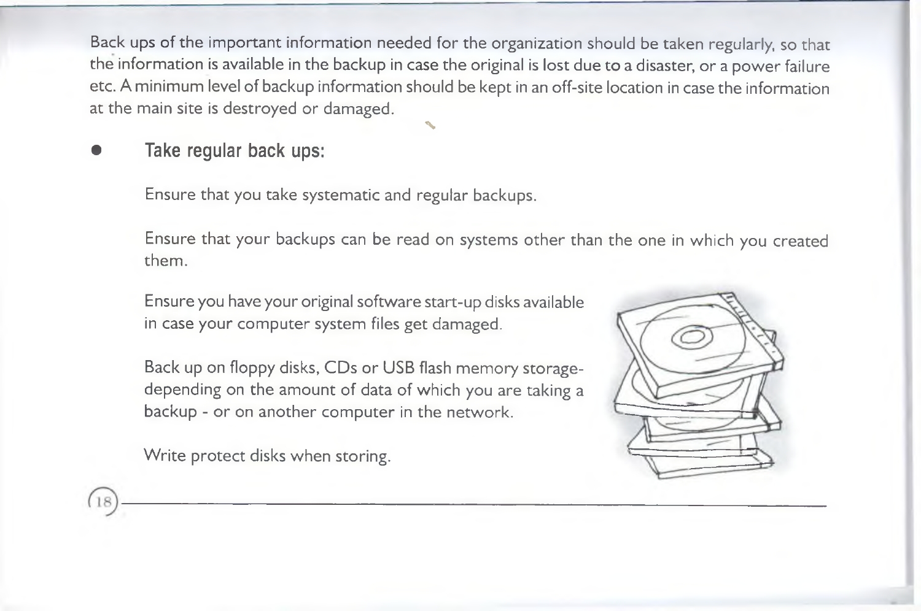Back ups of the important information needed for the organization should be taken regularly, so that the information is available in the backup in case the original is lost due to a disaster, or a power failure etc. A minimum level of backup information should be kept in an off-site location in case the information at the main site is destroyed or damaged.

- **Take regular back ups:**

  Ensure that you take systematic and regular backups.

  Ensure that your backups can be read on systems other than the one in which you created them.

  Ensure you have your original software start-up disks available in case your computer system files get damaged.

  Back up on floppy disks, CDs or USB flash memory storage- depending on the amount of data of which you are taking a backup - or on another computer in the network.

  Write protect disks when storing.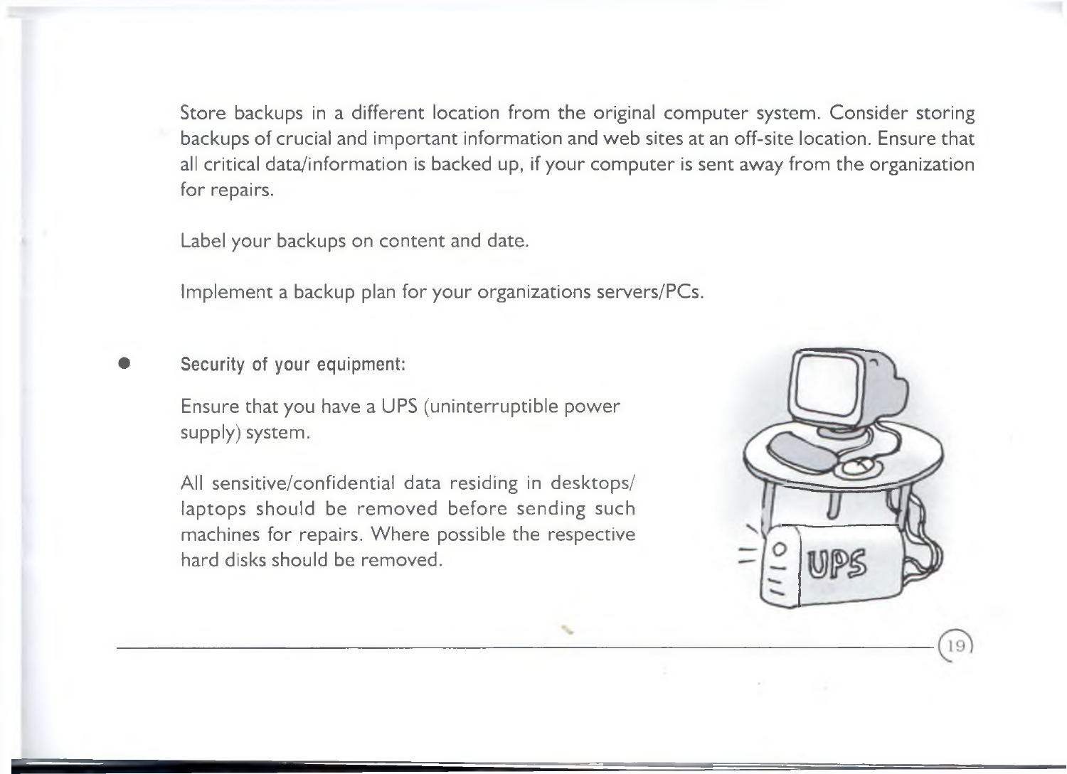Store backups in a different location from the original computer system. Consider storing backups of crucial and important information and web sites at an off-site location. Ensure that all critical data/information is backed up, if your computer is sent away from the organization for repairs.

Label your backups on content and date.

Implement a backup plan for your organizations servers/PCs.

- **Security of your equipment:**

  Ensure that you have a UPS (uninterruptible power supply) system.

  All sensitive/confidential data residing in desktops/ laptops should be removed before sending such machines for repairs. Where possible the respective hard disks should be removed.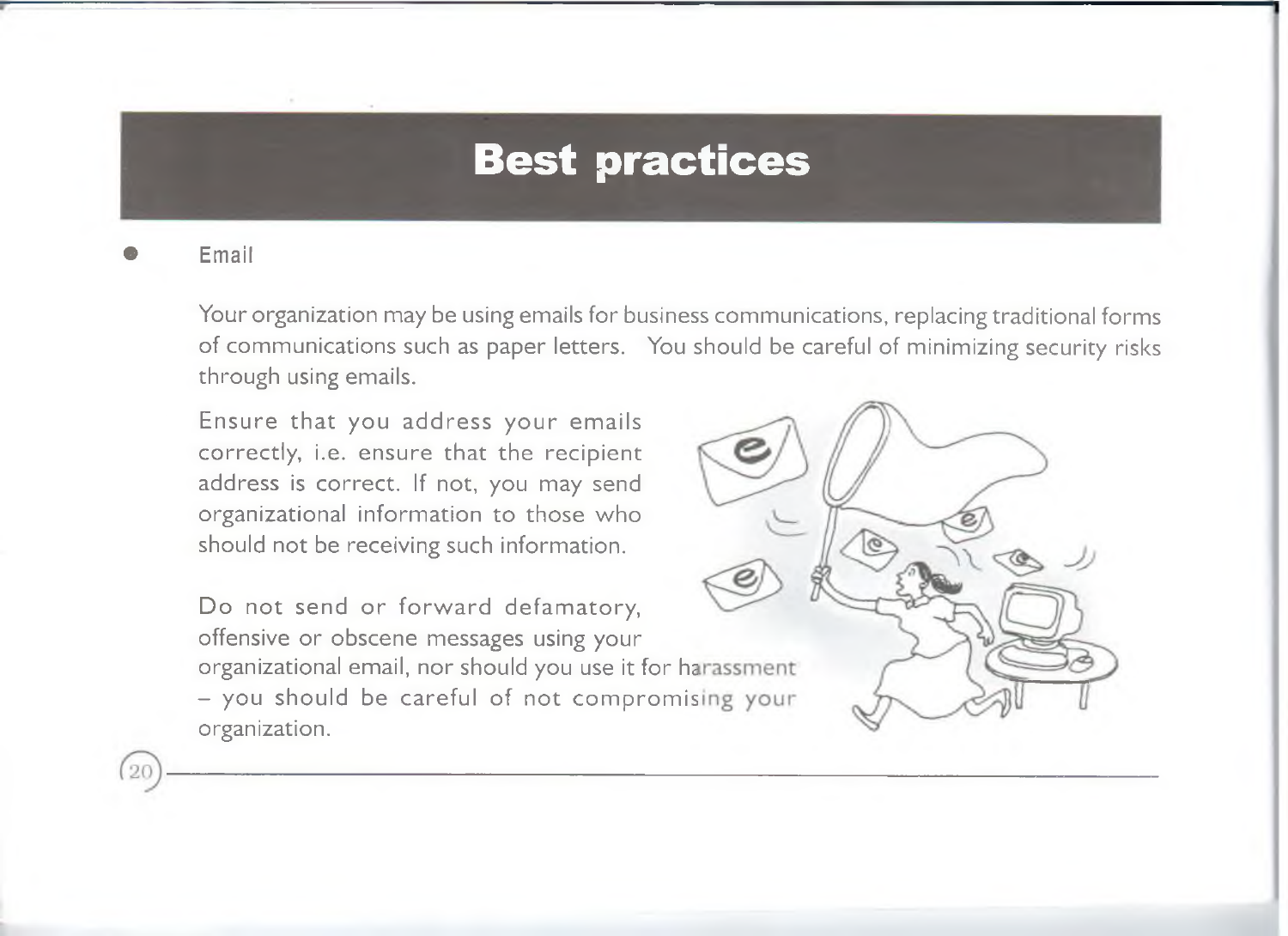# Best practices

- Email

Your organization may be using emails for business communications, replacing traditional forms of communications such as paper letters. You should be careful of minimizing security risks through using emails.

Ensure that you address your emails correctly, i.e. ensure that the recipient address is correct. If not, you may send organizational information to those who should not be receiving such information.

Do not send or forward defamatory, offensive or obscene messages using your organizational email, nor should you use it for harassment – you should be careful of not compromising your organization.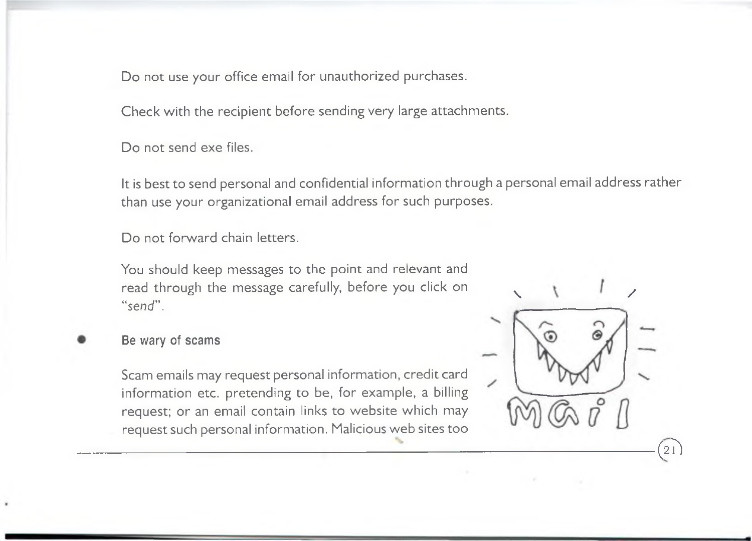Do not use your office email for unauthorized purchases.

Check with the recipient before sending very large attachments.

Do not send exe files.

It is best to send personal and confidential information through a personal email address rather than use your organizational email address for such purposes.

Do not forward chain letters.

You should keep messages to the point and relevant and read through the message carefully, before you click on "*send*".

- **Be wary of scams**

  Scam emails may request personal information, credit card information etc. pretending to be, for example, a billing request; or an email contain links to website which may request such personal information. Malicious web sites too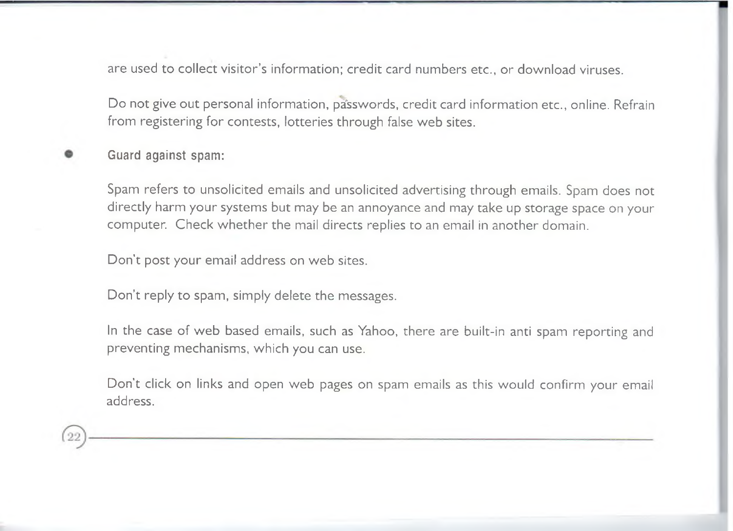are used to collect visitor's information; credit card numbers etc., or download viruses.

Do not give out personal information, passwords, credit card information etc., online. Refrain from registering for contests, lotteries through false web sites.

- **Guard against spam:**

  Spam refers to unsolicited emails and unsolicited advertising through emails. Spam does not directly harm your systems but may be an annoyance and may take up storage space on your computer. Check whether the mail directs replies to an email in another domain.

  Don't post your email address on web sites.

  Don't reply to spam, simply delete the messages.

  In the case of web based emails, such as Yahoo, there are built-in anti spam reporting and preventing mechanisms, which you can use.

  Don't click on links and open web pages on spam emails as this would confirm your email address.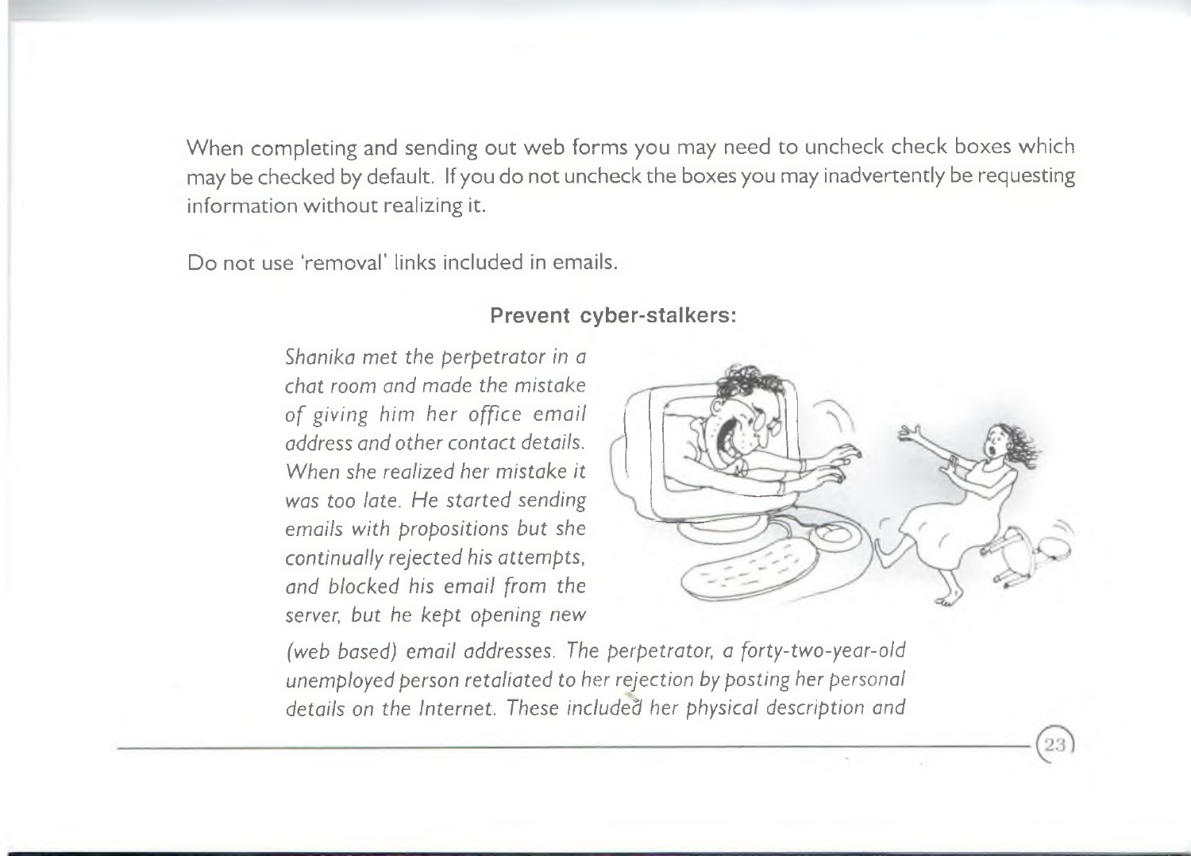When completing and sending out web forms you may need to uncheck check boxes which may be checked by default. If you do not uncheck the boxes you may inadvertently be requesting information without realizing it.

Do not use 'removal' links included in emails.

**Prevent cyber-stalkers:**

*Shanika met the perpetrator in a chat room and made the mistake of giving him her office email address and other contact details. When she realized her mistake it was too late. He started sending emails with propositions but she continually rejected his attempts, and blocked his email from the server, but he kept opening new (web based) email addresses. The perpetrator, a forty-two-year-old unemployed person retaliated to her rejection by posting her personal details on the Internet. These included her physical description and*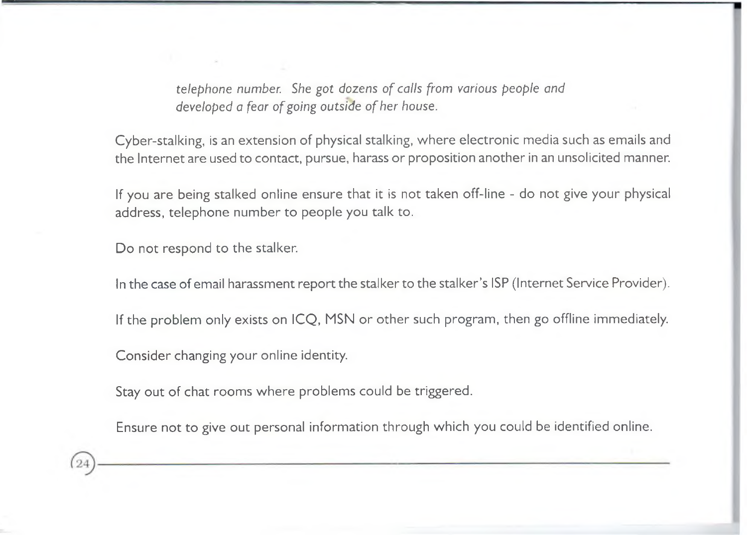*telephone number. She got dozens of calls from various people and developed a fear of going outside of her house.*

Cyber-stalking, is an extension of physical stalking, where electronic media such as emails and the Internet are used to contact, pursue, harass or proposition another in an unsolicited manner.

If you are being stalked online ensure that it is not taken off-line - do not give your physical address, telephone number to people you talk to.

Do not respond to the stalker.

In the case of email harassment report the stalker to the stalker's ISP (Internet Service Provider).

If the problem only exists on ICQ, MSN or other such program, then go offline immediately.

Consider changing your online identity.

Stay out of chat rooms where problems could be triggered.

Ensure not to give out personal information through which you could be identified online.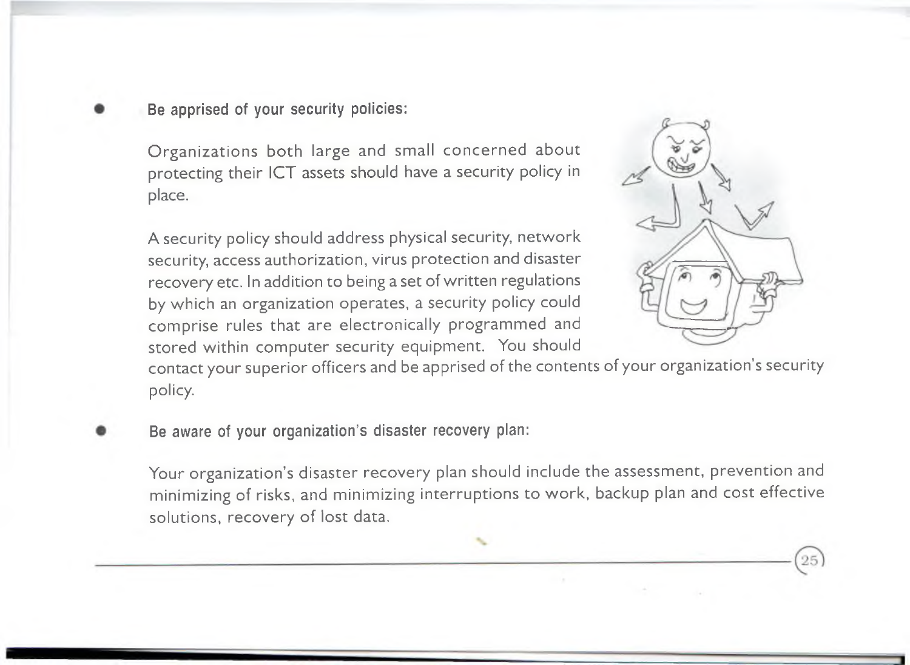- **Be apprised of your security policies:**

  Organizations both large and small concerned about protecting their ICT assets should have a security policy in place.

  A security policy should address physical security, network security, access authorization, virus protection and disaster recovery etc. In addition to being a set of written regulations by which an organization operates, a security policy could comprise rules that are electronically programmed and stored within computer security equipment. You should contact your superior officers and be apprised of the contents of your organization's security policy.

- **Be aware of your organization's disaster recovery plan:**

  Your organization's disaster recovery plan should include the assessment, prevention and minimizing of risks, and minimizing interruptions to work, backup plan and cost effective solutions, recovery of lost data.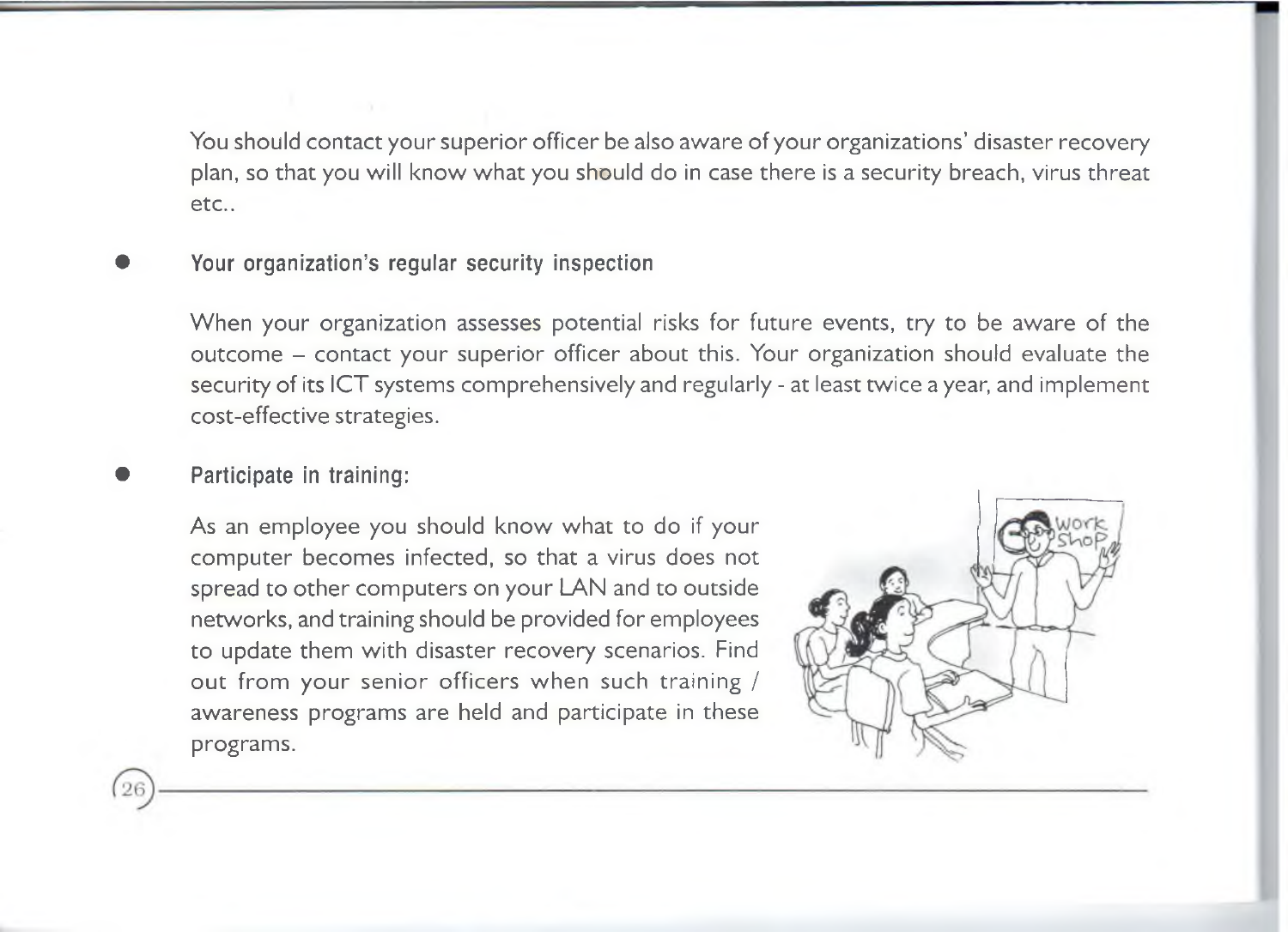You should contact your superior officer be also aware of your organizations' disaster recovery plan, so that you will know what you should do in case there is a security breach, virus threat etc..

- **Your organization's regular security inspection**

  When your organization assesses potential risks for future events, try to be aware of the outcome – contact your superior officer about this. Your organization should evaluate the security of its ICT systems comprehensively and regularly - at least twice a year, and implement cost-effective strategies.

- **Participate in training:**

  As an employee you should know what to do if your computer becomes infected, so that a virus does not spread to other computers on your LAN and to outside networks, and training should be provided for employees to update them with disaster recovery scenarios. Find out from your senior officers when such training / awareness programs are held and participate in these programs.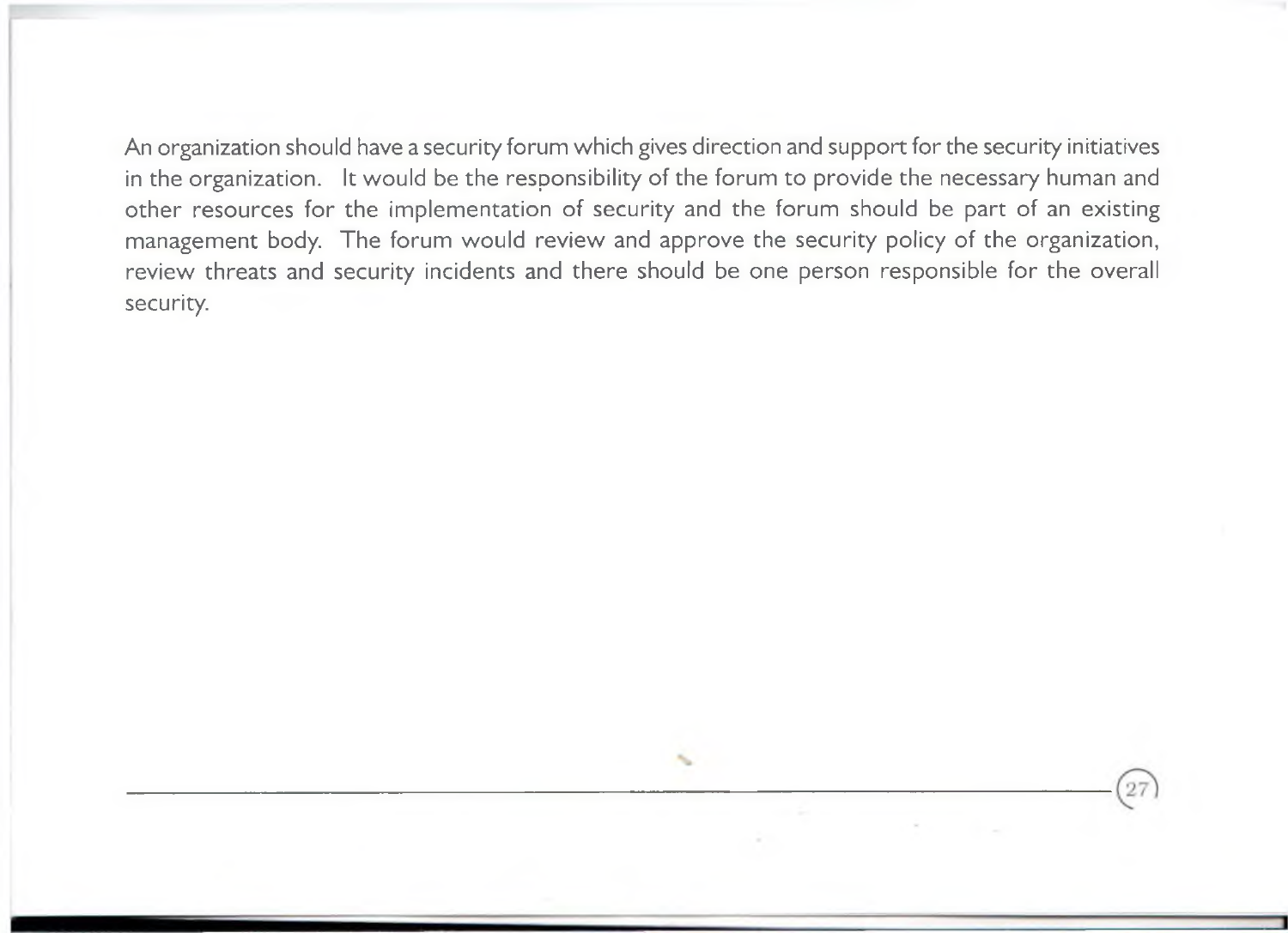An organization should have a security forum which gives direction and support for the security initiatives in the organization. It would be the responsibility of the forum to provide the necessary human and other resources for the implementation of security and the forum should be part of an existing management body. The forum would review and approve the security policy of the organization, review threats and security incidents and there should be one person responsible for the overall security.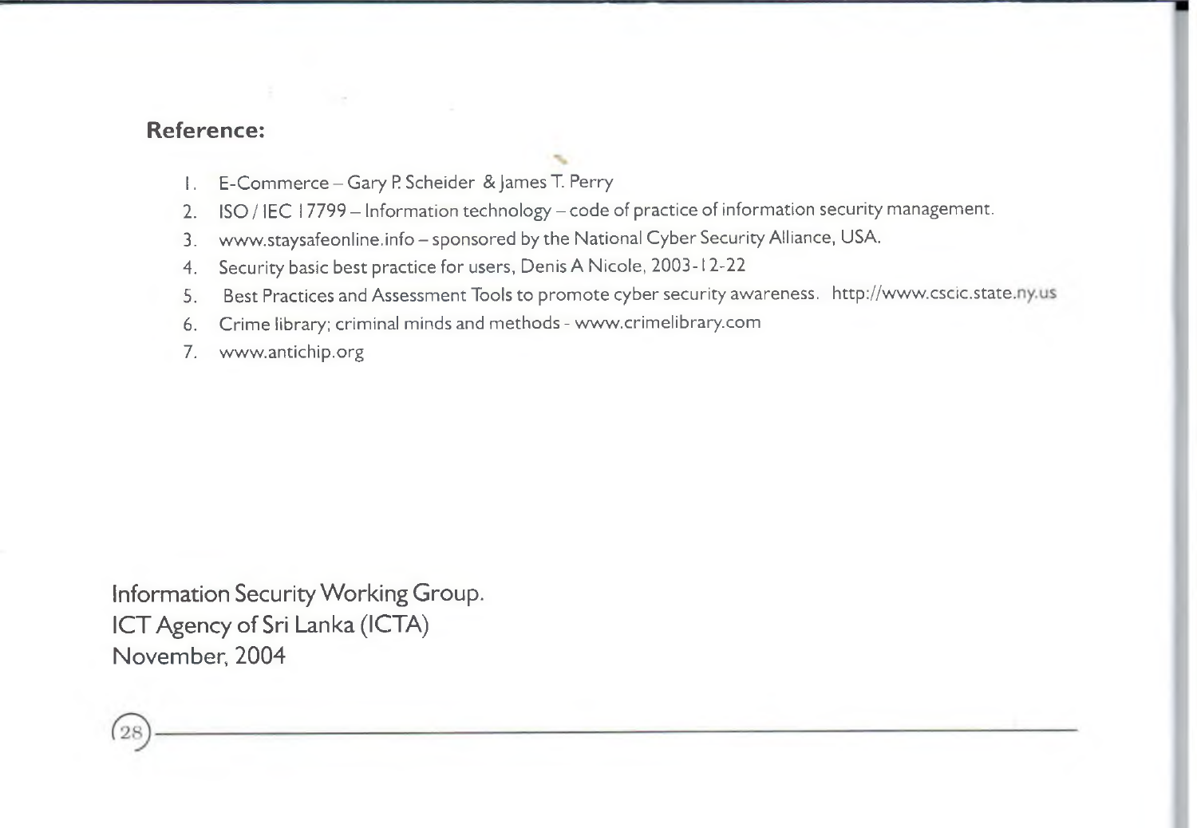## Reference:

1. E-Commerce – Gary P. Scheider & James T. Perry
2. ISO / IEC 17799 – Information technology – code of practice of information security management.
3. www.staysafeonline.info – sponsored by the National Cyber Security Alliance, USA.
4. Security basic best practice for users, Denis A Nicole, 2003-12-22
5. Best Practices and Assessment Tools to promote cyber security awareness. http://www.cscic.state.ny.us
6. Crime library; criminal minds and methods - www.crimelibrary.com
7. www.antichip.org

Information Security Working Group.
ICT Agency of Sri Lanka (ICTA)
November, 2004